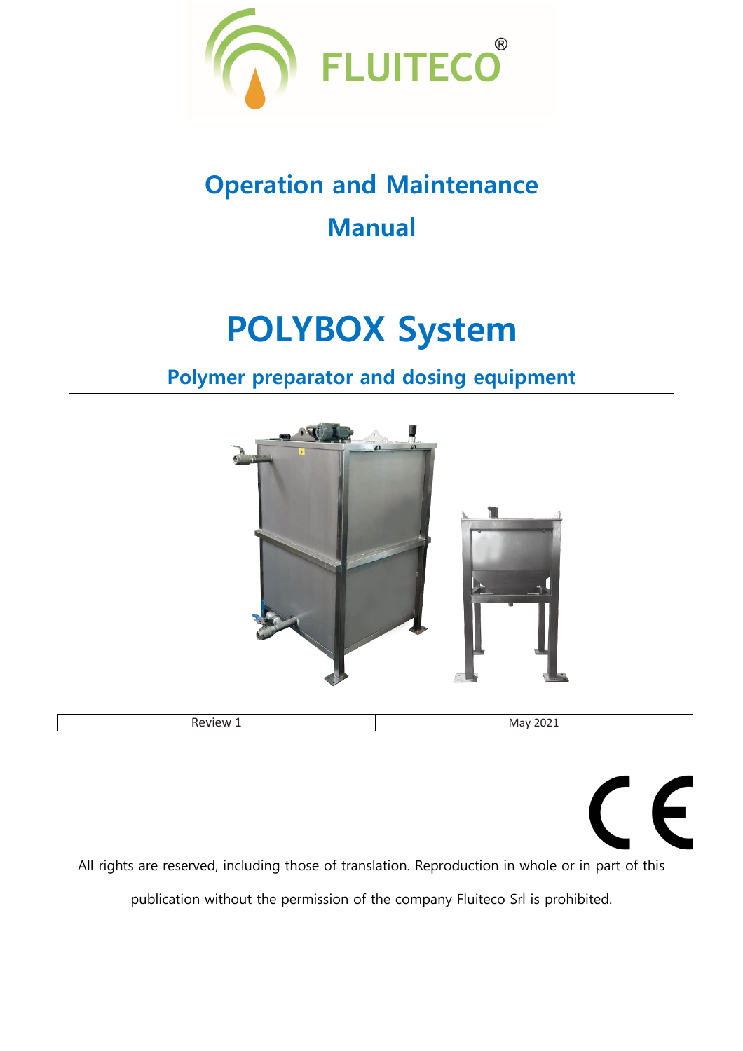FLUITECO®

# Operation and Maintenance Manual

# POLYBOX System

## Polymer preparator and dosing equipment

| Review 1 | May 2021 |
| --- | --- |

CE

All rights are reserved, including those of translation. Reproduction in whole or in part of this publication without the permission of the company Fluiteco Srl is prohibited.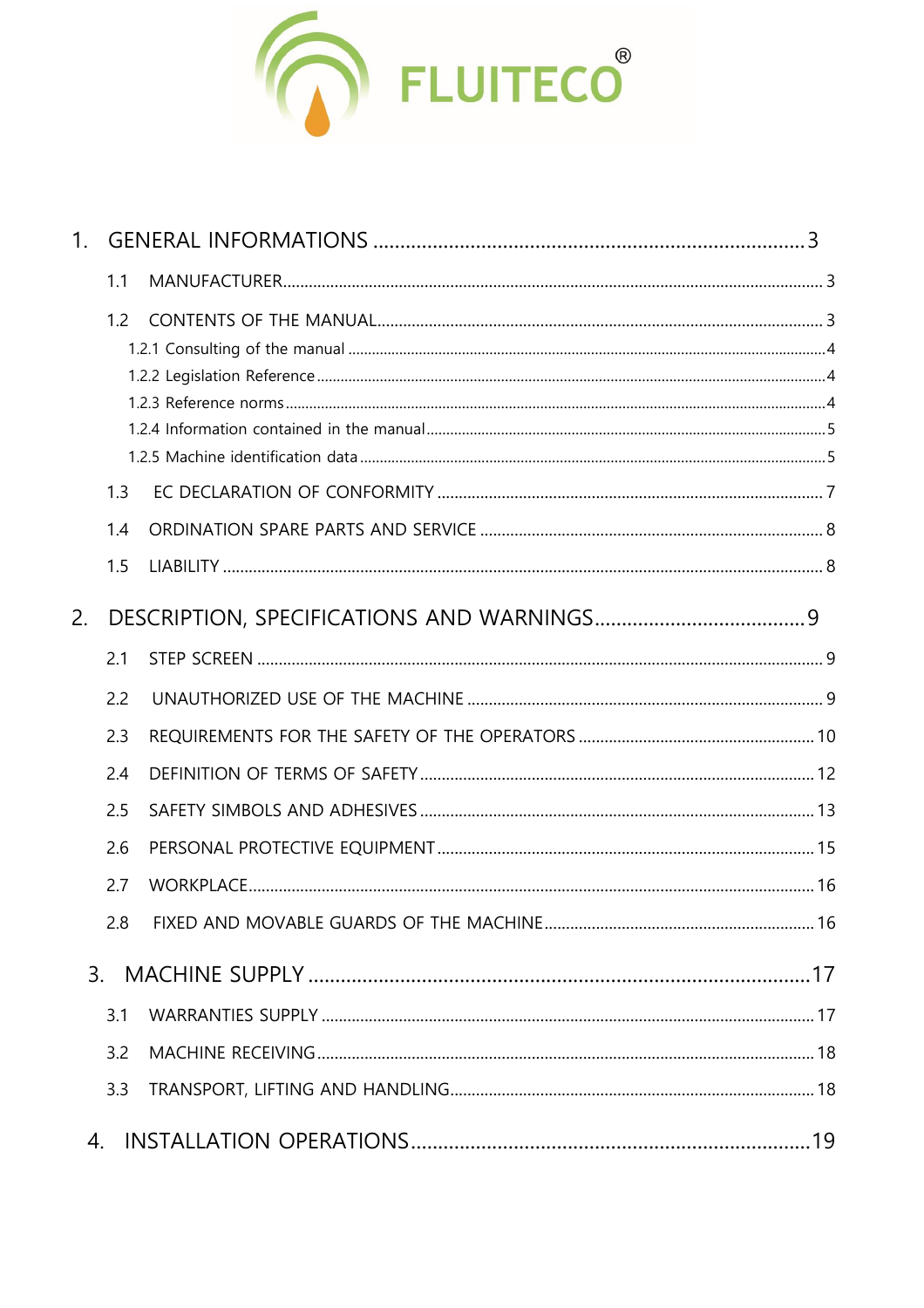FLUITECO®

1. GENERAL INFORMATIONS ........ 3
   - 1.1 MANUFACTURER ........ 3
   - 1.2 CONTENTS OF THE MANUAL ........ 3
     - 1.2.1 Consulting of the manual ........ 4
     - 1.2.2 Legislation Reference ........ 4
     - 1.2.3 Reference norms ........ 4
     - 1.2.4 Information contained in the manual ........ 5
     - 1.2.5 Machine identification data ........ 5
   - 1.3 EC DECLARATION OF CONFORMITY ........ 7
   - 1.4 ORDINATION SPARE PARTS AND SERVICE ........ 8
   - 1.5 LIABILITY ........ 8
2. DESCRIPTION, SPECIFICATIONS AND WARNINGS ........ 9
   - 2.1 STEP SCREEN ........ 9
   - 2.2 UNAUTHORIZED USE OF THE MACHINE ........ 9
   - 2.3 REQUIREMENTS FOR THE SAFETY OF THE OPERATORS ........ 10
   - 2.4 DEFINITION OF TERMS OF SAFETY ........ 12
   - 2.5 SAFETY SIMBOLS AND ADHESIVES ........ 13
   - 2.6 PERSONAL PROTECTIVE EQUIPMENT ........ 15
   - 2.7 WORKPLACE ........ 16
   - 2.8 FIXED AND MOVABLE GUARDS OF THE MACHINE ........ 16
3. MACHINE SUPPLY ........ 17
   - 3.1 WARRANTIES SUPPLY ........ 17
   - 3.2 MACHINE RECEIVING ........ 18
   - 3.3 TRANSPORT, LIFTING AND HANDLING ........ 18
4. INSTALLATION OPERATIONS ........ 19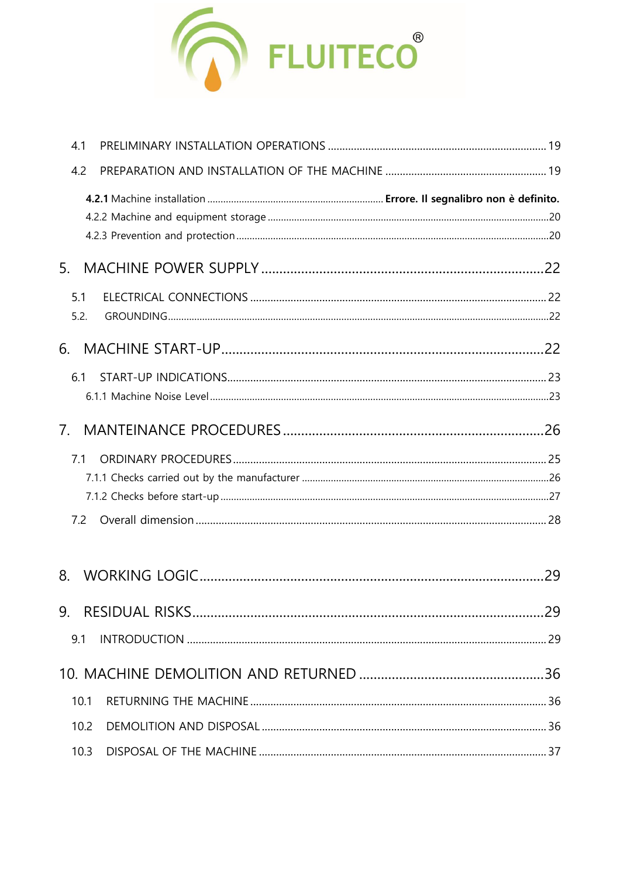4.1 PRELIMINARY INSTALLATION OPERATIONS ........................................................................ 19

4.2 PREPARATION AND INSTALLATION OF THE MACHINE .................................................... 19

**4.2.1** Machine installation ............................................................. **Errore. Il segnalibro non è definito.**

4.2.2 Machine and equipment storage ................................................................................................20

4.2.3 Prevention and protection ...........................................................................................................20

5. MACHINE POWER SUPPLY ..........................................................................22

5.1 ELECTRICAL CONNECTIONS ............................................................................................. 22

5.2. GROUNDING.......................................................................................................................................22

6. MACHINE START-UP.....................................................................................22

6.1 START-UP INDICATIONS.......................................................................................................... 23

6.1.1 Machine Noise Level .....................................................................................................................23

7. MANTEINANCE PROCEDURES ....................................................................26

7.1 ORDINARY PROCEDURES ....................................................................................................... 25

7.1.1 Checks carried out by the manufacturer ..................................................................................26

7.1.2 Checks before start-up ................................................................................................................27

7.2 Overall dimension ........................................................................................................................ 28

8. WORKING LOGIC.........................................................................................29

9. RESIDUAL RISKS..........................................................................................29

9.1 INTRODUCTION ........................................................................................................................ 29

10. MACHINE DEMOLITION AND RETURNED ..............................................36

10.1 RETURNING THE MACHINE .................................................................................................. 36

10.2 DEMOLITION AND DISPOSAL ............................................................................................... 36

10.3 DISPOSAL OF THE MACHINE ................................................................................................ 37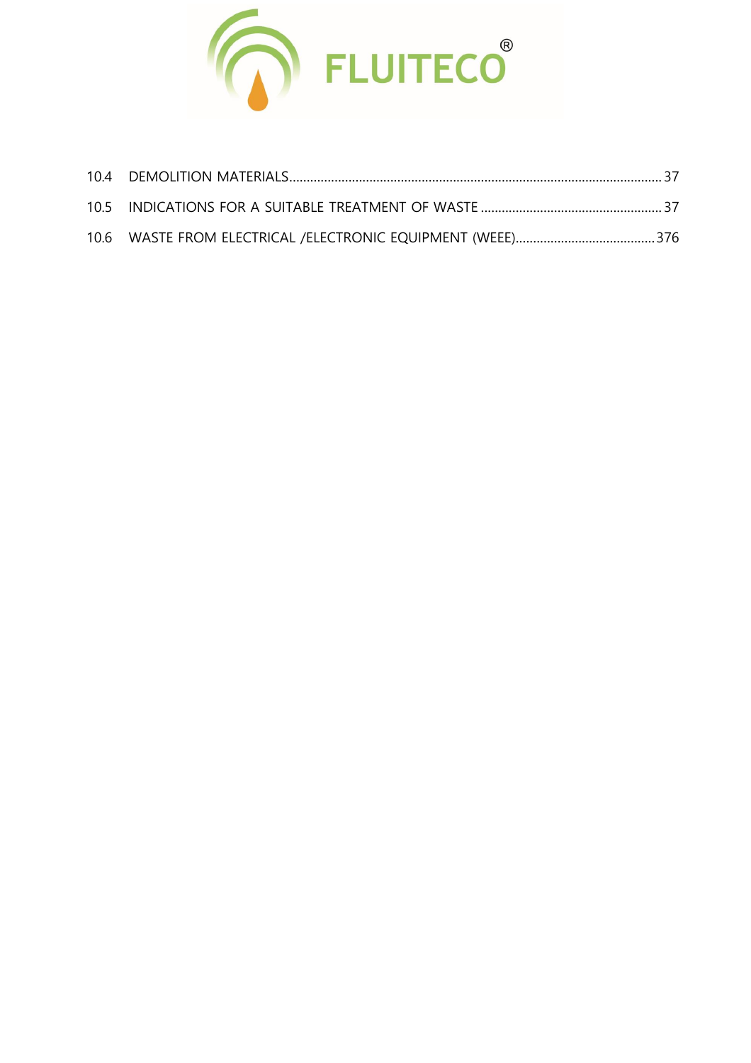10.4 DEMOLITION MATERIALS........................................................................................................... 37

10.5 INDICATIONS FOR A SUITABLE TREATMENT OF WASTE .................................................... 37

10.6 WASTE FROM ELECTRICAL /ELECTRONIC EQUIPMENT (WEEE)........................................376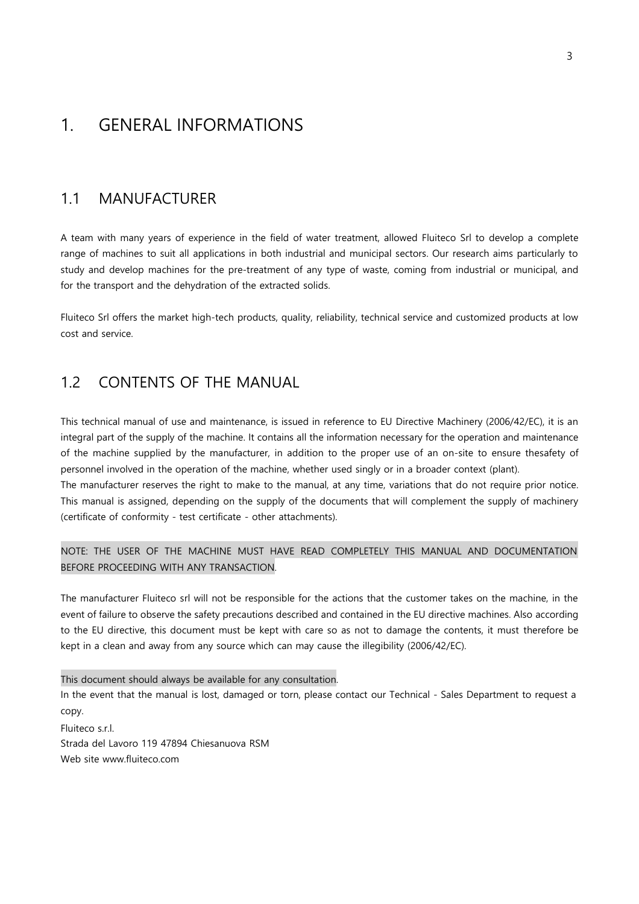# 1. GENERAL INFORMATIONS

## 1.1 MANUFACTURER

A team with many years of experience in the field of water treatment, allowed Fluiteco Srl to develop a complete range of machines to suit all applications in both industrial and municipal sectors. Our research aims particularly to study and develop machines for the pre-treatment of any type of waste, coming from industrial or municipal, and for the transport and the dehydration of the extracted solids.

Fluiteco Srl offers the market high-tech products, quality, reliability, technical service and customized products at low cost and service.

## 1.2 CONTENTS OF THE MANUAL

This technical manual of use and maintenance, is issued in reference to EU Directive Machinery (2006/42/EC), it is an integral part of the supply of the machine. It contains all the information necessary for the operation and maintenance of the machine supplied by the manufacturer, in addition to the proper use of an on-site to ensure thesafety of personnel involved in the operation of the machine, whether used singly or in a broader context (plant).
The manufacturer reserves the right to make to the manual, at any time, variations that do not require prior notice. This manual is assigned, depending on the supply of the documents that will complement the supply of machinery (certificate of conformity - test certificate - other attachments).

NOTE: THE USER OF THE MACHINE MUST HAVE READ COMPLETELY THIS MANUAL AND DOCUMENTATION BEFORE PROCEEDING WITH ANY TRANSACTION.

The manufacturer Fluiteco srl will not be responsible for the actions that the customer takes on the machine, in the event of failure to observe the safety precautions described and contained in the EU directive machines. Also according to the EU directive, this document must be kept with care so as not to damage the contents, it must therefore be kept in a clean and away from any source which can may cause the illegibility (2006/42/EC).

This document should always be available for any consultation.
In the event that the manual is lost, damaged or torn, please contact our Technical - Sales Department to request a copy.
Fluiteco s.r.l.
Strada del Lavoro 119 47894 Chiesanuova RSM
Web site www.fluiteco.com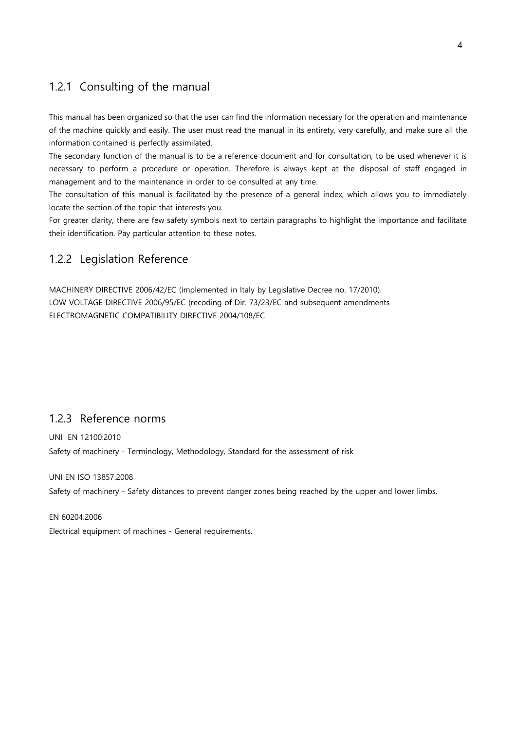### 1.2.1 Consulting of the manual

This manual has been organized so that the user can find the information necessary for the operation and maintenance of the machine quickly and easily. The user must read the manual in its entirety, very carefully, and make sure all the information contained is perfectly assimilated.

The secondary function of the manual is to be a reference document and for consultation, to be used whenever it is necessary to perform a procedure or operation. Therefore is always kept at the disposal of staff engaged in management and to the maintenance in order to be consulted at any time.

The consultation of this manual is facilitated by the presence of a general index, which allows you to immediately locate the section of the topic that interests you.

For greater clarity, there are few safety symbols next to certain paragraphs to highlight the importance and facilitate their identification. Pay particular attention to these notes.

### 1.2.2 Legislation Reference

MACHINERY DIRECTIVE 2006/42/EC (implemented in Italy by Legislative Decree no. 17/2010).
LOW VOLTAGE DIRECTIVE 2006/95/EC (recoding of Dir. 73/23/EC and subsequent amendments
ELECTROMAGNETIC COMPATIBILITY DIRECTIVE 2004/108/EC

### 1.2.3 Reference norms

UNI EN 12100:2010
Safety of machinery - Terminology, Methodology, Standard for the assessment of risk

UNI EN ISO 13857:2008
Safety of machinery - Safety distances to prevent danger zones being reached by the upper and lower limbs.

EN 60204:2006
Electrical equipment of machines - General requirements.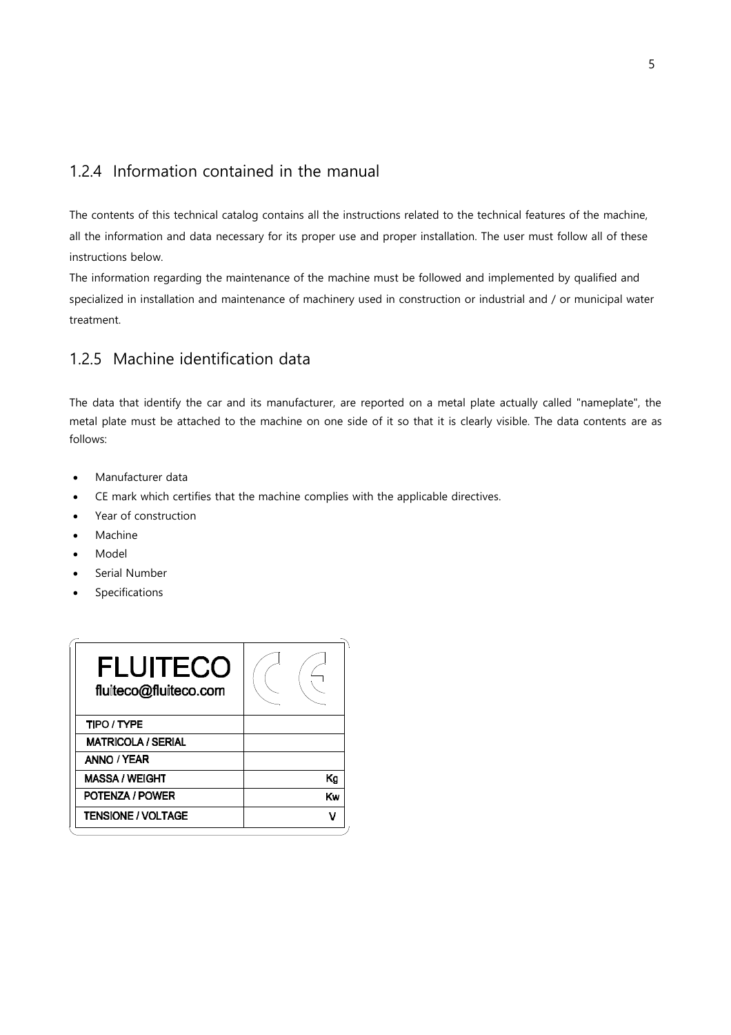### 1.2.4 Information contained in the manual

The contents of this technical catalog contains all the instructions related to the technical features of the machine, all the information and data necessary for its proper use and proper installation. The user must follow all of these instructions below.

The information regarding the maintenance of the machine must be followed and implemented by qualified and specialized in installation and maintenance of machinery used in construction or industrial and / or municipal water treatment.

### 1.2.5 Machine identification data

The data that identify the car and its manufacturer, are reported on a metal plate actually called "nameplate", the metal plate must be attached to the machine on one side of it so that it is clearly visible. The data contents are as follows:

- Manufacturer data
- CE mark which certifies that the machine complies with the applicable directives.
- Year of construction
- Machine
- Model
- Serial Number
- Specifications

| FLUITECO<br>fluiteco@fluiteco.com | CE |
|---|---|
| TIPO / TYPE | |
| MATRICOLA / SERIAL | |
| ANNO / YEAR | |
| MASSA / WEIGHT | Kg |
| POTENZA / POWER | Kw |
| TENSIONE / VOLTAGE | V |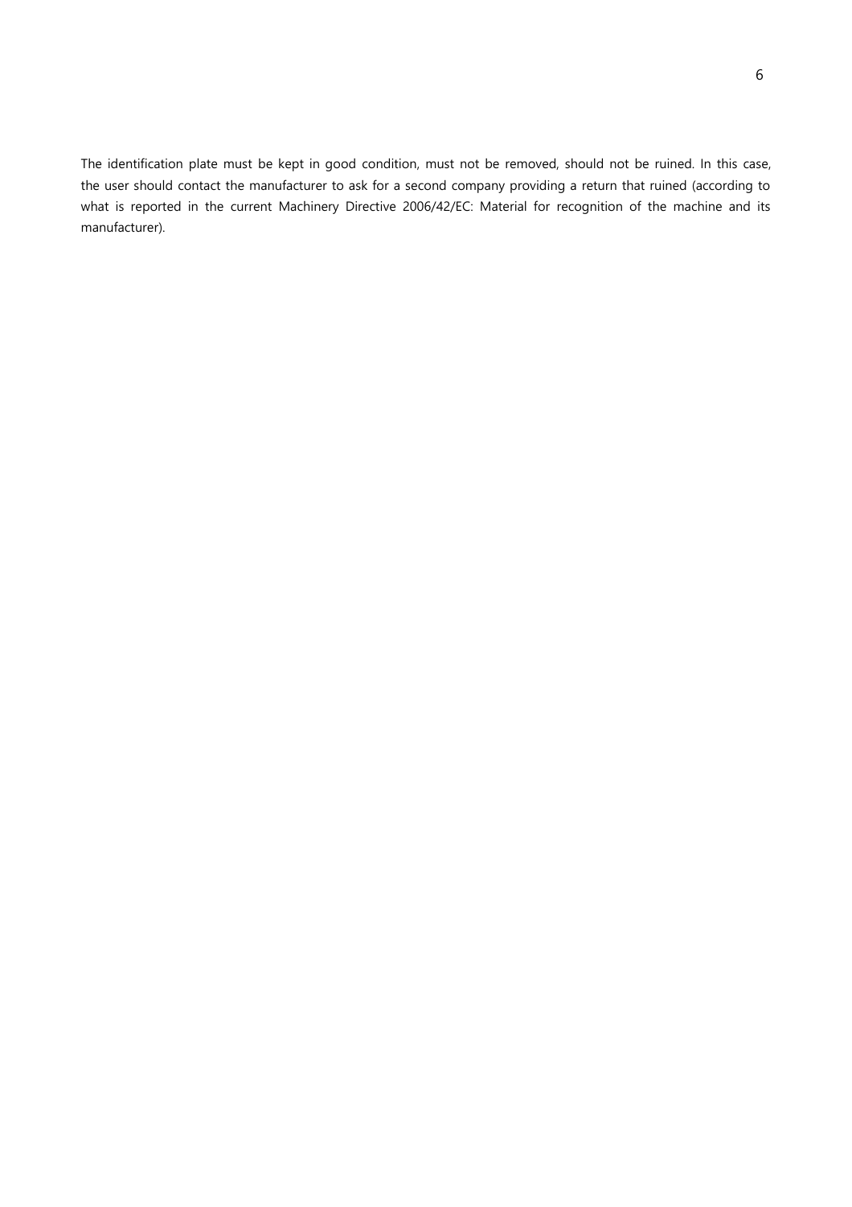The identification plate must be kept in good condition, must not be removed, should not be ruined. In this case, the user should contact the manufacturer to ask for a second company providing a return that ruined (according to what is reported in the current Machinery Directive 2006/42/EC: Material for recognition of the machine and its manufacturer).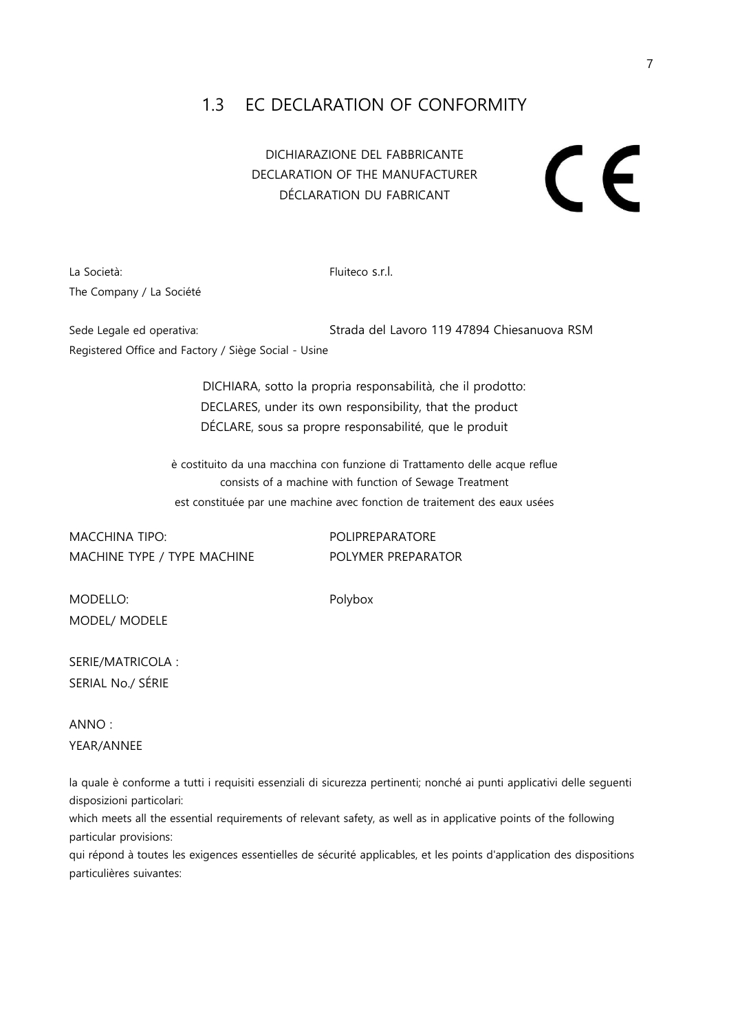## 1.3 EC DECLARATION OF CONFORMITY

DICHIARAZIONE DEL FABBRICANTE
DECLARATION OF THE MANUFACTURER
DÉCLARATION DU FABRICANT

CE

La Società: Fluiteco s.r.l.
The Company / La Société

Sede Legale ed operativa: Strada del Lavoro 119 47894 Chiesanuova RSM
Registered Office and Factory / Siège Social - Usine

DICHIARA, sotto la propria responsabilità, che il prodotto:
DECLARES, under its own responsibility, that the product
DÉCLARE, sous sa propre responsabilité, que le produit

è costituito da una macchina con funzione di Trattamento delle acque reflue
consists of a machine with function of Sewage Treatment
est constituée par une machine avec fonction de traitement des eaux usées

MACCHINA TIPO: POLIPREPARATORE
MACHINE TYPE / TYPE MACHINE POLYMER PREPARATOR

MODELLO: Polybox
MODEL/ MODELE

SERIE/MATRICOLA :
SERIAL No./ SÉRIE

ANNO :
YEAR/ANNEE

la quale è conforme a tutti i requisiti essenziali di sicurezza pertinenti; nonché ai punti applicativi delle seguenti disposizioni particolari:
which meets all the essential requirements of relevant safety, as well as in applicative points of the following particular provisions:
qui répond à toutes les exigences essentielles de sécurité applicables, et les points d'application des dispositions particulières suivantes: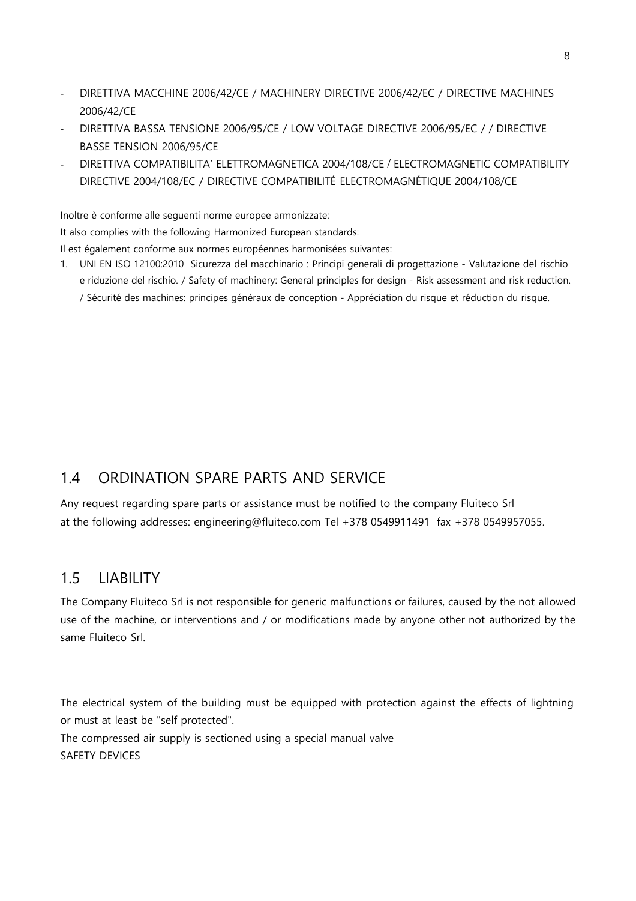- DIRETTIVA MACCHINE 2006/42/CE / MACHINERY DIRECTIVE 2006/42/EC / DIRECTIVE MACHINES 2006/42/CE
- DIRETTIVA BASSA TENSIONE 2006/95/CE / LOW VOLTAGE DIRECTIVE 2006/95/EC / / DIRECTIVE BASSE TENSION 2006/95/CE
- DIRETTIVA COMPATIBILITA' ELETTROMAGNETICA 2004/108/CE / ELECTROMAGNETIC COMPATIBILITY DIRECTIVE 2004/108/EC / DIRECTIVE COMPATIBILITÉ ELECTROMAGNÉTIQUE 2004/108/CE

Inoltre è conforme alle seguenti norme europee armonizzate:

It also complies with the following Harmonized European standards:

Il est également conforme aux normes européennes harmonisées suivantes:

1. UNI EN ISO 12100:2010 Sicurezza del macchinario : Principi generali di progettazione - Valutazione del rischio e riduzione del rischio. / Safety of machinery: General principles for design - Risk assessment and risk reduction. / Sécurité des machines: principes généraux de conception - Appréciation du risque et réduction du risque.

## 1.4 ORDINATION SPARE PARTS AND SERVICE

Any request regarding spare parts or assistance must be notified to the company Fluiteco Srl at the following addresses: engineering@fluiteco.com Tel +378 0549911491 fax +378 0549957055.

## 1.5 LIABILITY

The Company Fluiteco Srl is not responsible for generic malfunctions or failures, caused by the not allowed use of the machine, or interventions and / or modifications made by anyone other not authorized by the same Fluiteco Srl.

The electrical system of the building must be equipped with protection against the effects of lightning or must at least be "self protected".

The compressed air supply is sectioned using a special manual valve

SAFETY DEVICES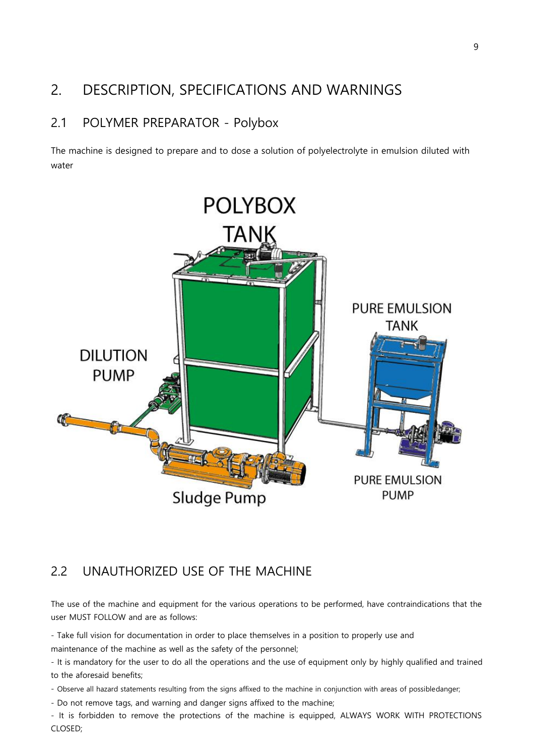# 2. DESCRIPTION, SPECIFICATIONS AND WARNINGS

## 2.1 POLYMER PREPARATOR - Polybox

The machine is designed to prepare and to dose a solution of polyelectrolyte in emulsion diluted with water

POLYBOX TANK

DILUTION PUMP

PURE EMULSION TANK

PURE EMULSION PUMP

Sludge Pump

## 2.2 UNAUTHORIZED USE OF THE MACHINE

The use of the machine and equipment for the various operations to be performed, have contraindications that the user MUST FOLLOW and are as follows:

- Take full vision for documentation in order to place themselves in a position to properly use and maintenance of the machine as well as the safety of the personnel;
- It is mandatory for the user to do all the operations and the use of equipment only by highly qualified and trained to the aforesaid benefits;
- Observe all hazard statements resulting from the signs affixed to the machine in conjunction with areas of possibledanger;
- Do not remove tags, and warning and danger signs affixed to the machine;
- It is forbidden to remove the protections of the machine is equipped, ALWAYS WORK WITH PROTECTIONS CLOSED;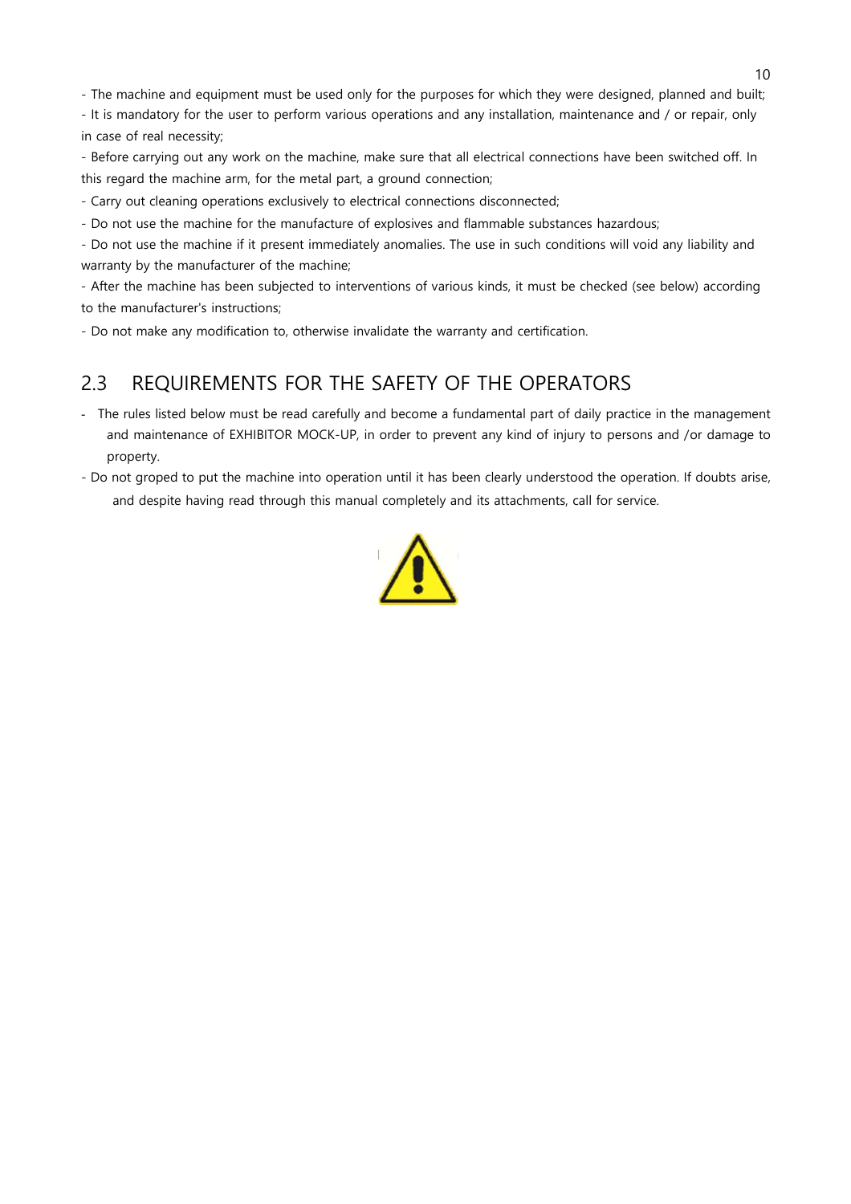- The machine and equipment must be used only for the purposes for which they were designed, planned and built;
- It is mandatory for the user to perform various operations and any installation, maintenance and / or repair, only in case of real necessity;
- Before carrying out any work on the machine, make sure that all electrical connections have been switched off. In this regard the machine arm, for the metal part, a ground connection;
- Carry out cleaning operations exclusively to electrical connections disconnected;
- Do not use the machine for the manufacture of explosives and flammable substances hazardous;
- Do not use the machine if it present immediately anomalies. The use in such conditions will void any liability and warranty by the manufacturer of the machine;
- After the machine has been subjected to interventions of various kinds, it must be checked (see below) according to the manufacturer's instructions;
- Do not make any modification to, otherwise invalidate the warranty and certification.

## 2.3 REQUIREMENTS FOR THE SAFETY OF THE OPERATORS

- The rules listed below must be read carefully and become a fundamental part of daily practice in the management and maintenance of EXHIBITOR MOCK-UP, in order to prevent any kind of injury to persons and /or damage to property.
- Do not groped to put the machine into operation until it has been clearly understood the operation. If doubts arise, and despite having read through this manual completely and its attachments, call for service.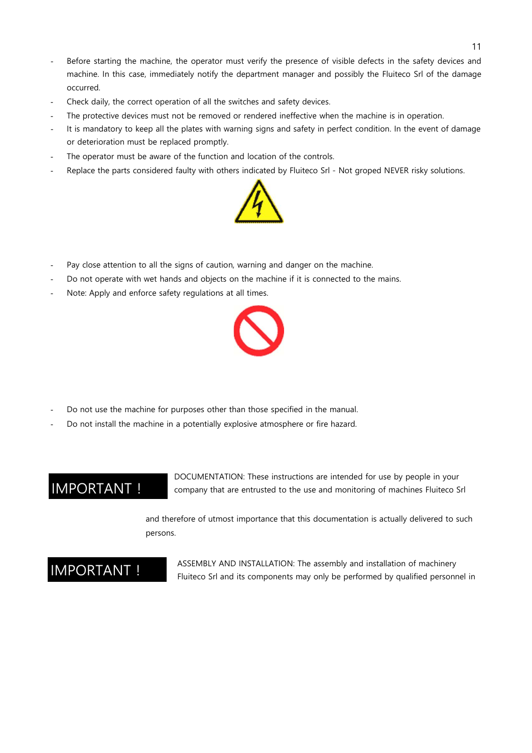- Before starting the machine, the operator must verify the presence of visible defects in the safety devices and machine. In this case, immediately notify the department manager and possibly the Fluiteco Srl of the damage occurred.
- Check daily, the correct operation of all the switches and safety devices.
- The protective devices must not be removed or rendered ineffective when the machine is in operation.
- It is mandatory to keep all the plates with warning signs and safety in perfect condition. In the event of damage or deterioration must be replaced promptly.
- The operator must be aware of the function and location of the controls.
- Replace the parts considered faulty with others indicated by Fluiteco Srl - Not groped NEVER risky solutions.

- Pay close attention to all the signs of caution, warning and danger on the machine.
- Do not operate with wet hands and objects on the machine if it is connected to the mains.
- Note: Apply and enforce safety regulations at all times.

- Do not use the machine for purposes other than those specified in the manual.
- Do not install the machine in a potentially explosive atmosphere or fire hazard.

**IMPORTANT !**

DOCUMENTATION: These instructions are intended for use by people in your company that are entrusted to the use and monitoring of machines Fluiteco Srl and therefore of utmost importance that this documentation is actually delivered to such persons.

**IMPORTANT !**

ASSEMBLY AND INSTALLATION: The assembly and installation of machinery Fluiteco Srl and its components may only be performed by qualified personnel in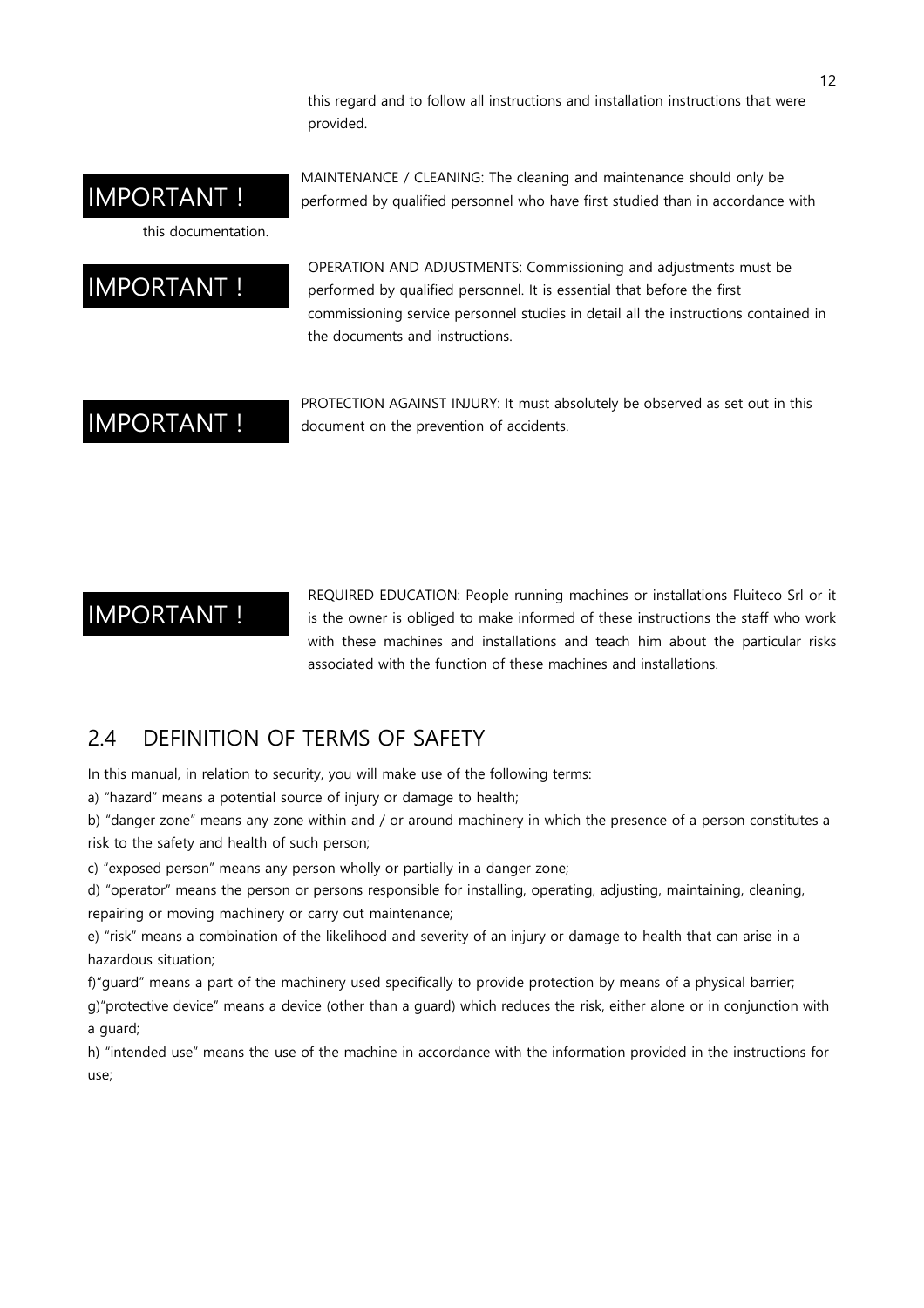this regard and to follow all instructions and installation instructions that were provided.

**IMPORTANT !**

MAINTENANCE / CLEANING: The cleaning and maintenance should only be performed by qualified personnel who have first studied than in accordance with this documentation.

**IMPORTANT !**

OPERATION AND ADJUSTMENTS: Commissioning and adjustments must be performed by qualified personnel. It is essential that before the first commissioning service personnel studies in detail all the instructions contained in the documents and instructions.

**IMPORTANT !**

PROTECTION AGAINST INJURY: It must absolutely be observed as set out in this document on the prevention of accidents.

**IMPORTANT !**

REQUIRED EDUCATION: People running machines or installations Fluiteco Srl or it is the owner is obliged to make informed of these instructions the staff who work with these machines and installations and teach him about the particular risks associated with the function of these machines and installations.

## 2.4 DEFINITION OF TERMS OF SAFETY

In this manual, in relation to security, you will make use of the following terms:

a) "hazard" means a potential source of injury or damage to health;

b) "danger zone" means any zone within and / or around machinery in which the presence of a person constitutes a risk to the safety and health of such person;

c) "exposed person" means any person wholly or partially in a danger zone;

d) "operator" means the person or persons responsible for installing, operating, adjusting, maintaining, cleaning, repairing or moving machinery or carry out maintenance;

e) "risk" means a combination of the likelihood and severity of an injury or damage to health that can arise in a hazardous situation;

f)"guard" means a part of the machinery used specifically to provide protection by means of a physical barrier;

g)"protective device" means a device (other than a guard) which reduces the risk, either alone or in conjunction with a guard;

h) "intended use" means the use of the machine in accordance with the information provided in the instructions for use;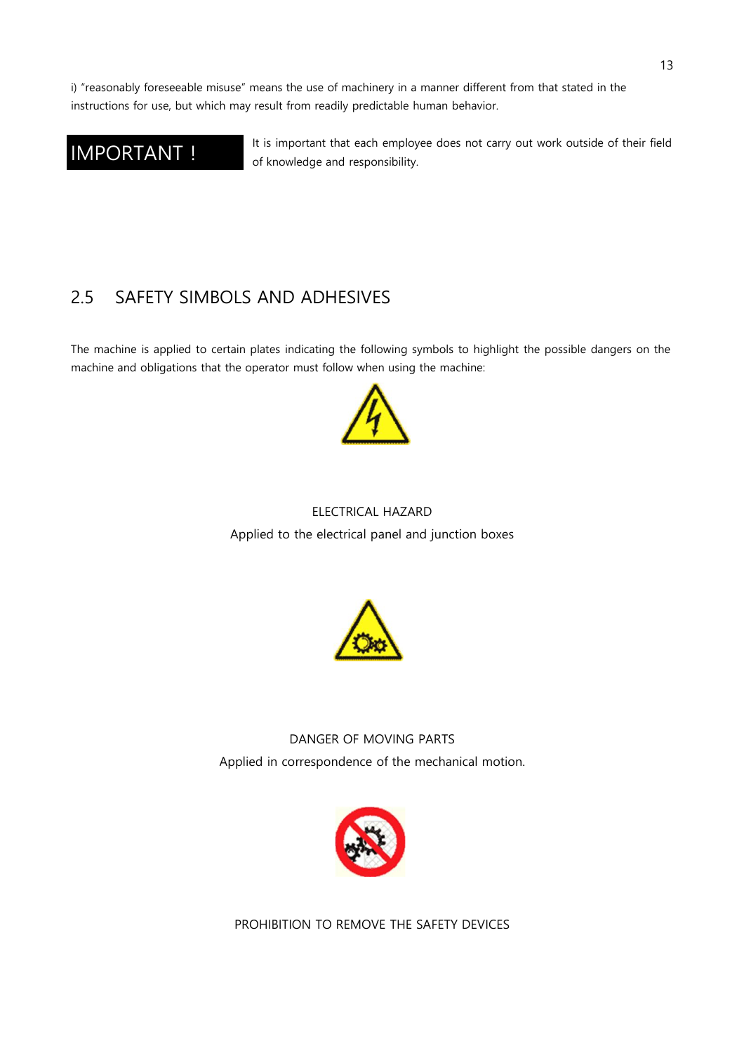i) "reasonably foreseeable misuse" means the use of machinery in a manner different from that stated in the instructions for use, but which may result from readily predictable human behavior.

**IMPORTANT !** It is important that each employee does not carry out work outside of their field of knowledge and responsibility.

## 2.5 SAFETY SIMBOLS AND ADHESIVES

The machine is applied to certain plates indicating the following symbols to highlight the possible dangers on the machine and obligations that the operator must follow when using the machine:

ELECTRICAL HAZARD

Applied to the electrical panel and junction boxes

DANGER OF MOVING PARTS

Applied in correspondence of the mechanical motion.

PROHIBITION TO REMOVE THE SAFETY DEVICES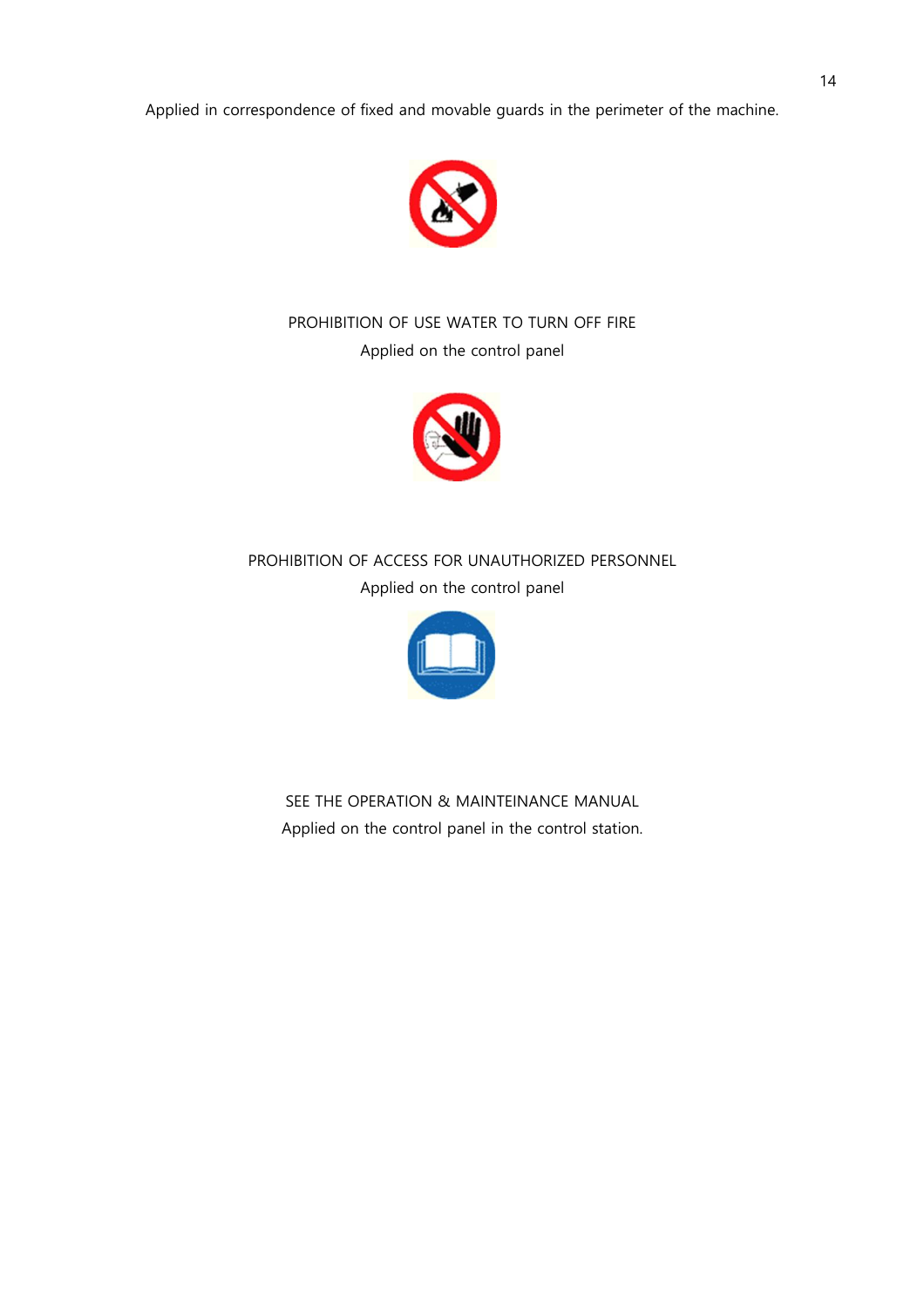Applied in correspondence of fixed and movable guards in the perimeter of the machine.

PROHIBITION OF USE WATER TO TURN OFF FIRE

Applied on the control panel

PROHIBITION OF ACCESS FOR UNAUTHORIZED PERSONNEL

Applied on the control panel

SEE THE OPERATION & MAINTEINANCE MANUAL

Applied on the control panel in the control station.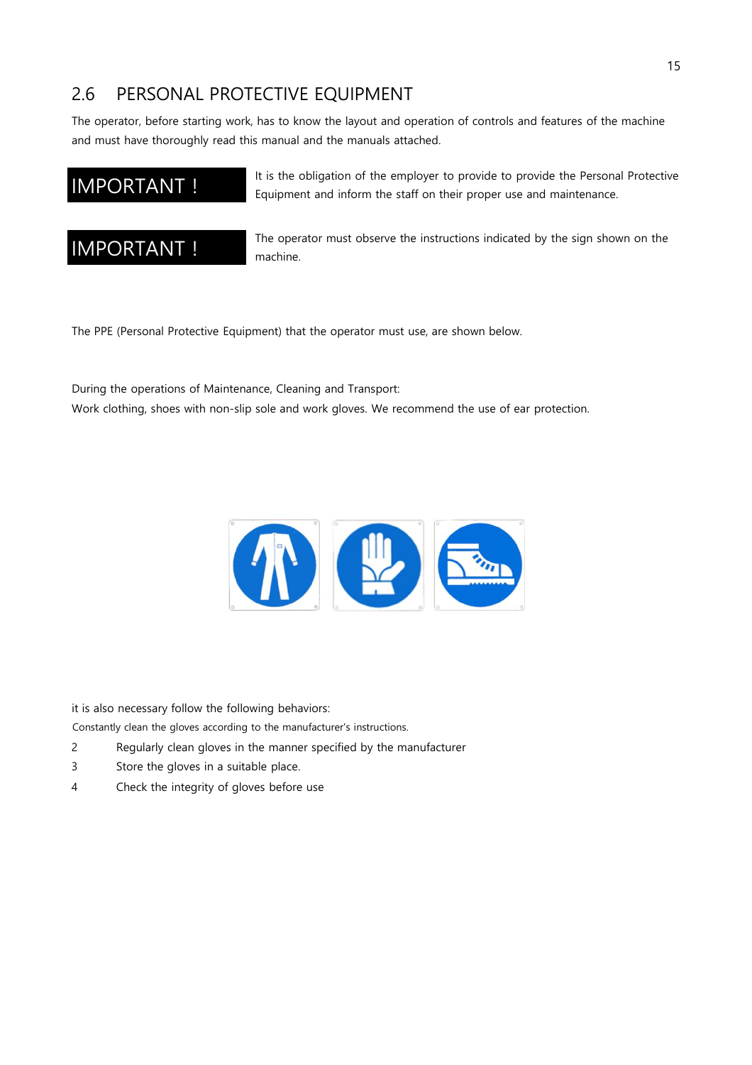## 2.6 PERSONAL PROTECTIVE EQUIPMENT

The operator, before starting work, has to know the layout and operation of controls and features of the machine and must have thoroughly read this manual and the manuals attached.

**IMPORTANT !** It is the obligation of the employer to provide to provide the Personal Protective Equipment and inform the staff on their proper use and maintenance.

**IMPORTANT !** The operator must observe the instructions indicated by the sign shown on the machine.

The PPE (Personal Protective Equipment) that the operator must use, are shown below.

During the operations of Maintenance, Cleaning and Transport:
Work clothing, shoes with non-slip sole and work gloves. We recommend the use of ear protection.

it is also necessary follow the following behaviors:
Constantly clean the gloves according to the manufacturer's instructions.

2 Regularly clean gloves in the manner specified by the manufacturer
3 Store the gloves in a suitable place.
4 Check the integrity of gloves before use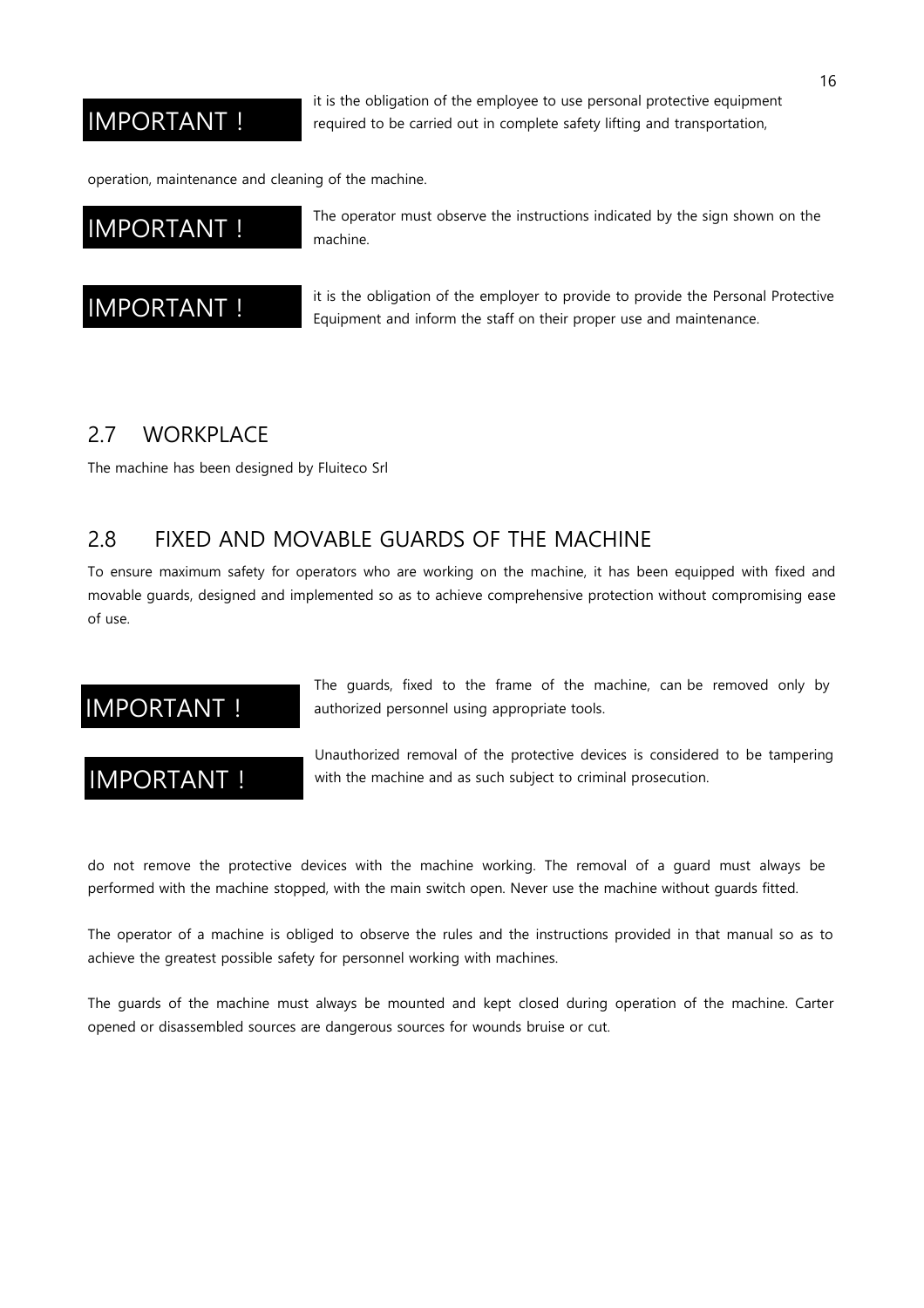**IMPORTANT !** it is the obligation of the employee to use personal protective equipment required to be carried out in complete safety lifting and transportation,

operation, maintenance and cleaning of the machine.

**IMPORTANT !** The operator must observe the instructions indicated by the sign shown on the machine.

**IMPORTANT !** it is the obligation of the employer to provide to provide the Personal Protective Equipment and inform the staff on their proper use and maintenance.

## 2.7 WORKPLACE

The machine has been designed by Fluiteco Srl

## 2.8 FIXED AND MOVABLE GUARDS OF THE MACHINE

To ensure maximum safety for operators who are working on the machine, it has been equipped with fixed and movable guards, designed and implemented so as to achieve comprehensive protection without compromising ease of use.

**IMPORTANT !** The guards, fixed to the frame of the machine, can be removed only by authorized personnel using appropriate tools.

**IMPORTANT !** Unauthorized removal of the protective devices is considered to be tampering with the machine and as such subject to criminal prosecution.

do not remove the protective devices with the machine working. The removal of a guard must always be performed with the machine stopped, with the main switch open. Never use the machine without guards fitted.

The operator of a machine is obliged to observe the rules and the instructions provided in that manual so as to achieve the greatest possible safety for personnel working with machines.

The guards of the machine must always be mounted and kept closed during operation of the machine. Carter opened or disassembled sources are dangerous sources for wounds bruise or cut.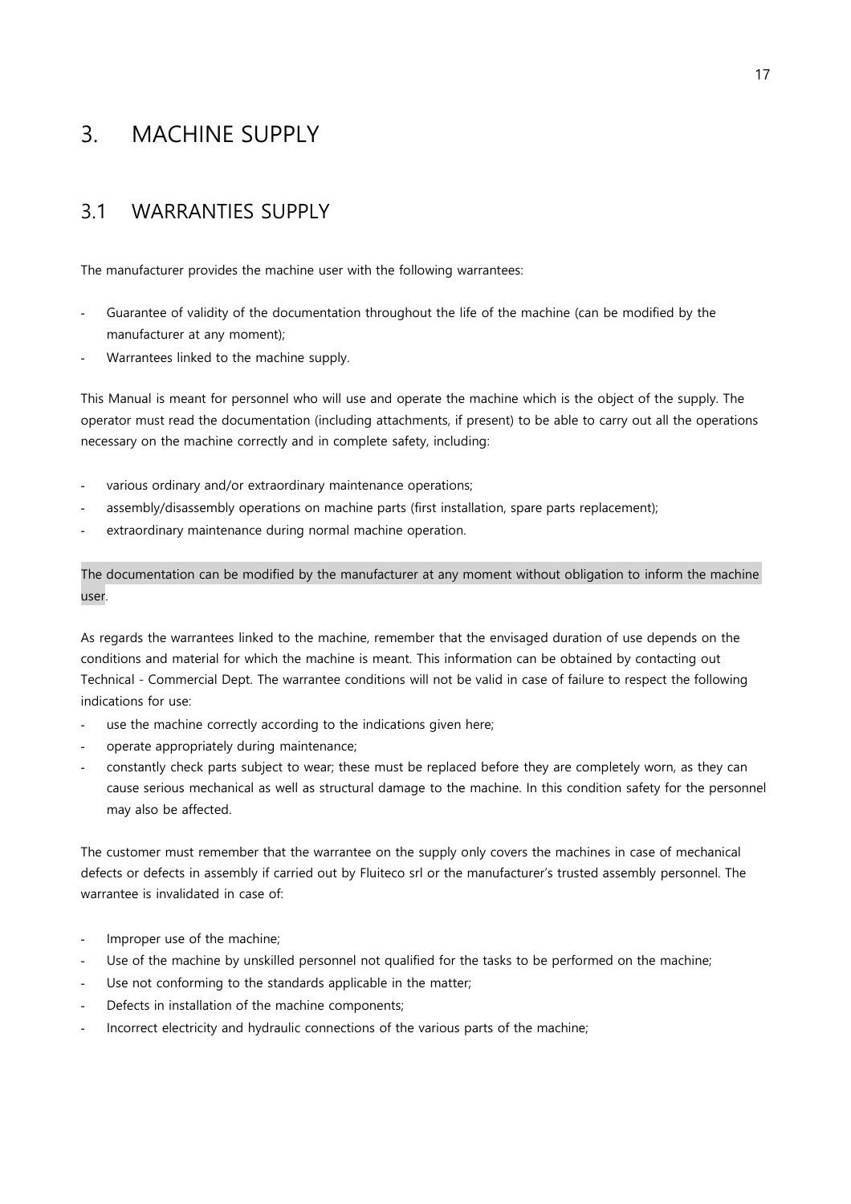# 3. MACHINE SUPPLY

## 3.1 WARRANTIES SUPPLY

The manufacturer provides the machine user with the following warrantees:

- Guarantee of validity of the documentation throughout the life of the machine (can be modified by the manufacturer at any moment);
- Warrantees linked to the machine supply.

This Manual is meant for personnel who will use and operate the machine which is the object of the supply. The operator must read the documentation (including attachments, if present) to be able to carry out all the operations necessary on the machine correctly and in complete safety, including:

- various ordinary and/or extraordinary maintenance operations;
- assembly/disassembly operations on machine parts (first installation, spare parts replacement);
- extraordinary maintenance during normal machine operation.

The documentation can be modified by the manufacturer at any moment without obligation to inform the machine user.

As regards the warrantees linked to the machine, remember that the envisaged duration of use depends on the conditions and material for which the machine is meant. This information can be obtained by contacting out Technical - Commercial Dept. The warrantee conditions will not be valid in case of failure to respect the following indications for use:

- use the machine correctly according to the indications given here;
- operate appropriately during maintenance;
- constantly check parts subject to wear; these must be replaced before they are completely worn, as they can cause serious mechanical as well as structural damage to the machine. In this condition safety for the personnel may also be affected.

The customer must remember that the warrantee on the supply only covers the machines in case of mechanical defects or defects in assembly if carried out by Fluiteco srl or the manufacturer's trusted assembly personnel. The warrantee is invalidated in case of:

- Improper use of the machine;
- Use of the machine by unskilled personnel not qualified for the tasks to be performed on the machine;
- Use not conforming to the standards applicable in the matter;
- Defects in installation of the machine components;
- Incorrect electricity and hydraulic connections of the various parts of the machine;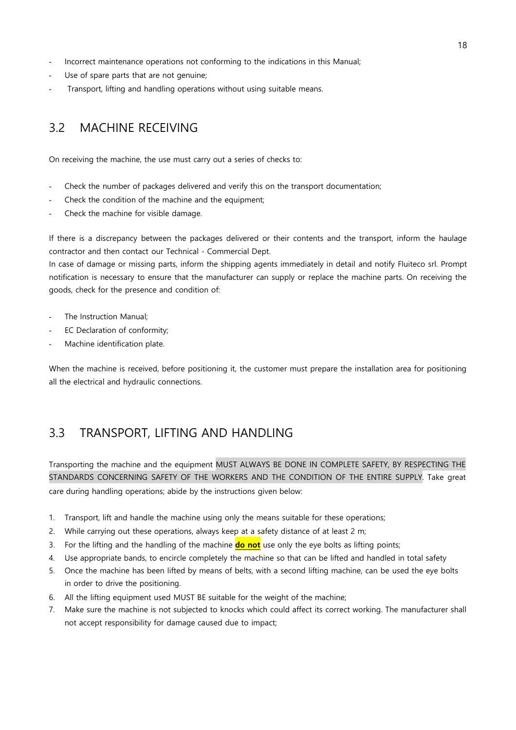- Incorrect maintenance operations not conforming to the indications in this Manual;
- Use of spare parts that are not genuine;
- Transport, lifting and handling operations without using suitable means.

## 3.2 MACHINE RECEIVING

On receiving the machine, the use must carry out a series of checks to:

- Check the number of packages delivered and verify this on the transport documentation;
- Check the condition of the machine and the equipment;
- Check the machine for visible damage.

If there is a discrepancy between the packages delivered or their contents and the transport, inform the haulage contractor and then contact our Technical - Commercial Dept.
In case of damage or missing parts, inform the shipping agents immediately in detail and notify Fluiteco srl. Prompt notification is necessary to ensure that the manufacturer can supply or replace the machine parts. On receiving the goods, check for the presence and condition of:

- The Instruction Manual;
- EC Declaration of conformity;
- Machine identification plate.

When the machine is received, before positioning it, the customer must prepare the installation area for positioning all the electrical and hydraulic connections.

## 3.3 TRANSPORT, LIFTING AND HANDLING

Transporting the machine and the equipment MUST ALWAYS BE DONE IN COMPLETE SAFETY, BY RESPECTING THE STANDARDS CONCERNING SAFETY OF THE WORKERS AND THE CONDITION OF THE ENTIRE SUPPLY. Take great care during handling operations; abide by the instructions given below:

1. Transport, lift and handle the machine using only the means suitable for these operations;
2. While carrying out these operations, always keep at a safety distance of at least 2 m;
3. For the lifting and the handling of the machine **do not** use only the eye bolts as lifting points;
4. Use appropriate bands, to encircle completely the machine so that can be lifted and handled in total safety
5. Once the machine has been lifted by means of belts, with a second lifting machine, can be used the eye bolts in order to drive the positioning.
6. All the lifting equipment used MUST BE suitable for the weight of the machine;
7. Make sure the machine is not subjected to knocks which could affect its correct working. The manufacturer shall not accept responsibility for damage caused due to impact;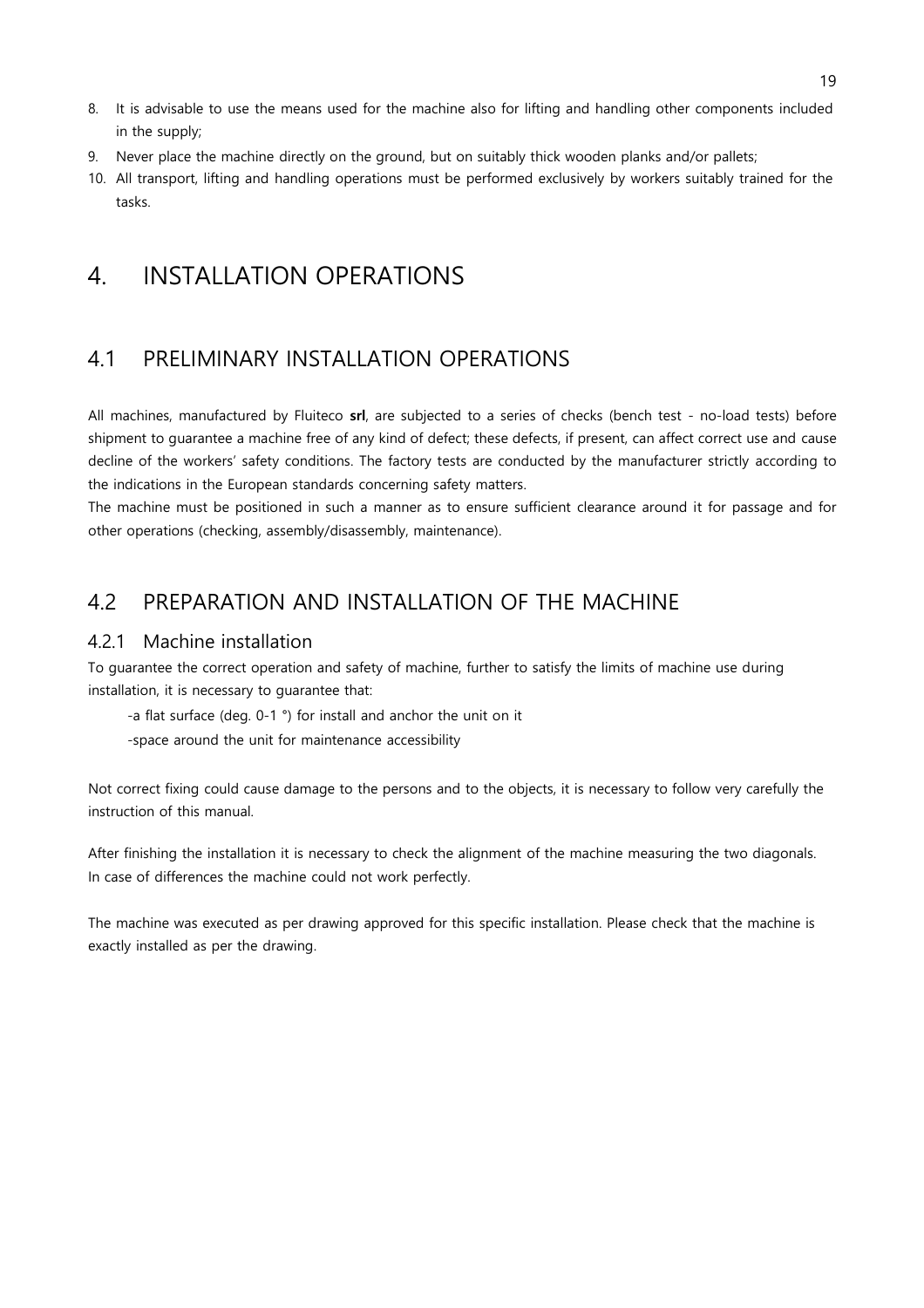8. It is advisable to use the means used for the machine also for lifting and handling other components included in the supply;
9. Never place the machine directly on the ground, but on suitably thick wooden planks and/or pallets;
10. All transport, lifting and handling operations must be performed exclusively by workers suitably trained for the tasks.

# 4. INSTALLATION OPERATIONS

## 4.1 PRELIMINARY INSTALLATION OPERATIONS

All machines, manufactured by Fluiteco **srl**, are subjected to a series of checks (bench test - no-load tests) before shipment to guarantee a machine free of any kind of defect; these defects, if present, can affect correct use and cause decline of the workers' safety conditions. The factory tests are conducted by the manufacturer strictly according to the indications in the European standards concerning safety matters.

The machine must be positioned in such a manner as to ensure sufficient clearance around it for passage and for other operations (checking, assembly/disassembly, maintenance).

## 4.2 PREPARATION AND INSTALLATION OF THE MACHINE

### 4.2.1 Machine installation

To guarantee the correct operation and safety of machine, further to satisfy the limits of machine use during installation, it is necessary to guarantee that:

-a flat surface (deg. 0-1 °) for install and anchor the unit on it

-space around the unit for maintenance accessibility

Not correct fixing could cause damage to the persons and to the objects, it is necessary to follow very carefully the instruction of this manual.

After finishing the installation it is necessary to check the alignment of the machine measuring the two diagonals. In case of differences the machine could not work perfectly.

The machine was executed as per drawing approved for this specific installation. Please check that the machine is exactly installed as per the drawing.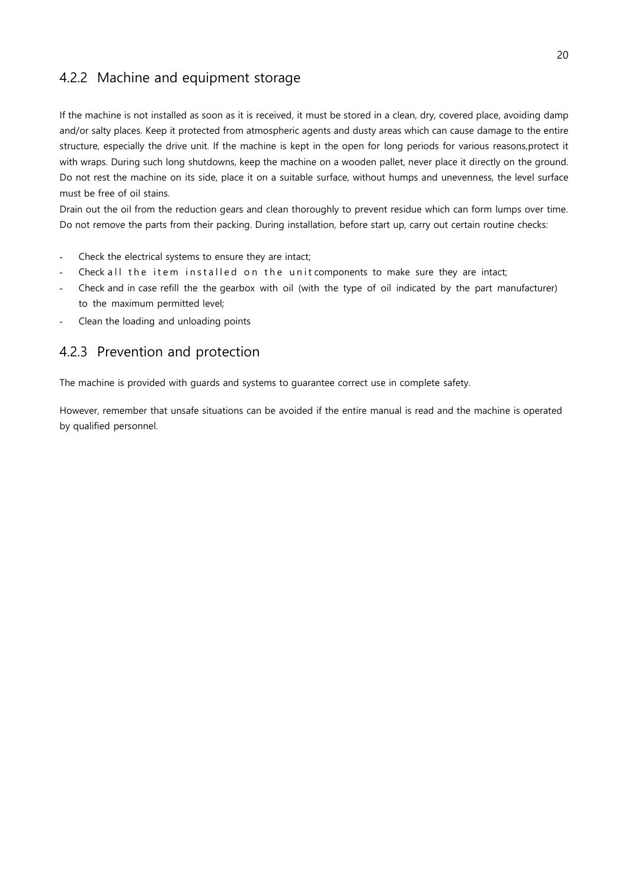### 4.2.2 Machine and equipment storage

If the machine is not installed as soon as it is received, it must be stored in a clean, dry, covered place, avoiding damp and/or salty places. Keep it protected from atmospheric agents and dusty areas which can cause damage to the entire structure, especially the drive unit. If the machine is kept in the open for long periods for various reasons,protect it with wraps. During such long shutdowns, keep the machine on a wooden pallet, never place it directly on the ground. Do not rest the machine on its side, place it on a suitable surface, without humps and unevenness, the level surface must be free of oil stains.

Drain out the oil from the reduction gears and clean thoroughly to prevent residue which can form lumps over time. Do not remove the parts from their packing. During installation, before start up, carry out certain routine checks:

- Check the electrical systems to ensure they are intact;
- Check all the item installed on the unit components to make sure they are intact;
- Check and in case refill the the gearbox with oil (with the type of oil indicated by the part manufacturer) to the maximum permitted level;
- Clean the loading and unloading points

### 4.2.3 Prevention and protection

The machine is provided with guards and systems to guarantee correct use in complete safety.

However, remember that unsafe situations can be avoided if the entire manual is read and the machine is operated by qualified personnel.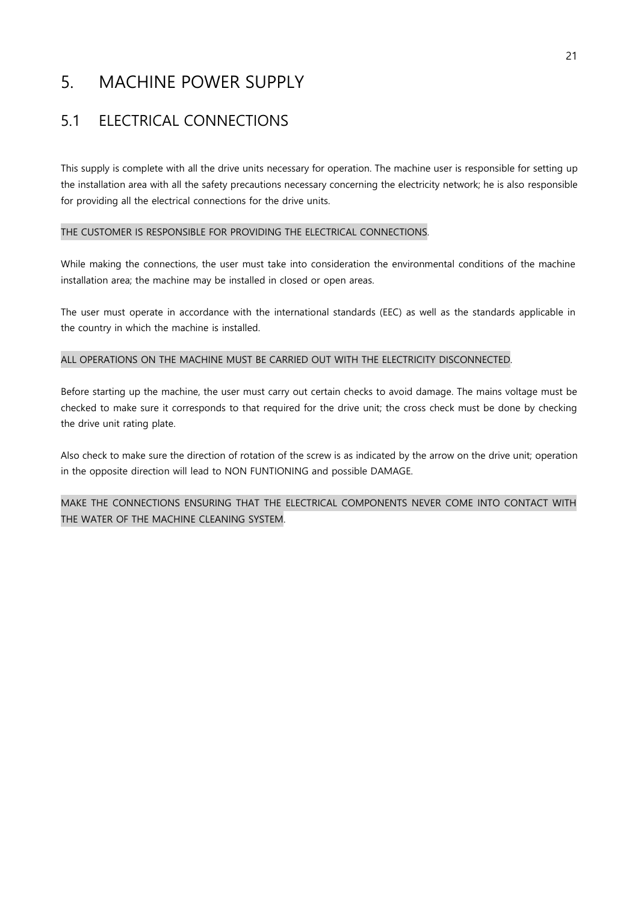# 5. MACHINE POWER SUPPLY

## 5.1 ELECTRICAL CONNECTIONS

This supply is complete with all the drive units necessary for operation. The machine user is responsible for setting up the installation area with all the safety precautions necessary concerning the electricity network; he is also responsible for providing all the electrical connections for the drive units.

THE CUSTOMER IS RESPONSIBLE FOR PROVIDING THE ELECTRICAL CONNECTIONS.

While making the connections, the user must take into consideration the environmental conditions of the machine installation area; the machine may be installed in closed or open areas.

The user must operate in accordance with the international standards (EEC) as well as the standards applicable in the country in which the machine is installed.

ALL OPERATIONS ON THE MACHINE MUST BE CARRIED OUT WITH THE ELECTRICITY DISCONNECTED.

Before starting up the machine, the user must carry out certain checks to avoid damage. The mains voltage must be checked to make sure it corresponds to that required for the drive unit; the cross check must be done by checking the drive unit rating plate.

Also check to make sure the direction of rotation of the screw is as indicated by the arrow on the drive unit; operation in the opposite direction will lead to NON FUNTIONING and possible DAMAGE.

MAKE THE CONNECTIONS ENSURING THAT THE ELECTRICAL COMPONENTS NEVER COME INTO CONTACT WITH THE WATER OF THE MACHINE CLEANING SYSTEM.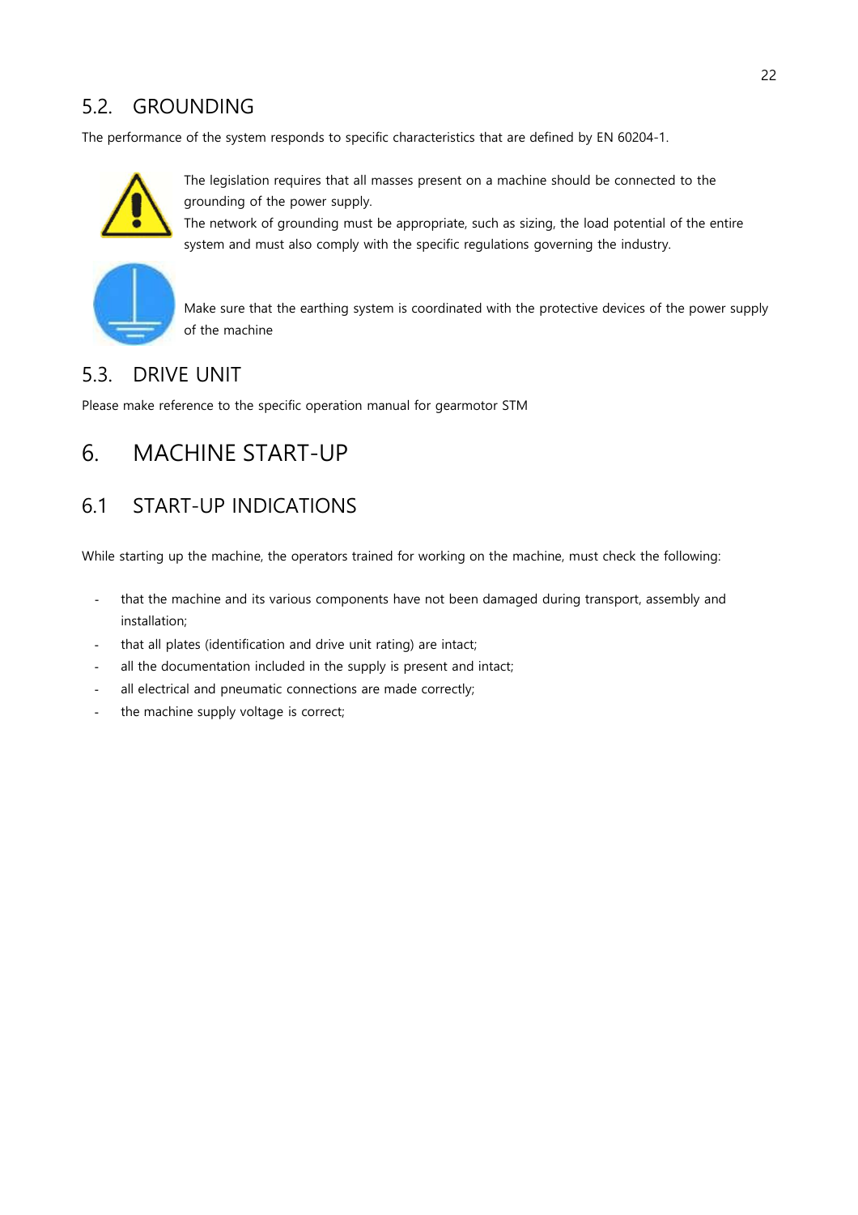## 5.2. GROUNDING

The performance of the system responds to specific characteristics that are defined by EN 60204-1.

The legislation requires that all masses present on a machine should be connected to the grounding of the power supply.
The network of grounding must be appropriate, such as sizing, the load potential of the entire system and must also comply with the specific regulations governing the industry.

Make sure that the earthing system is coordinated with the protective devices of the power supply of the machine

## 5.3. DRIVE UNIT

Please make reference to the specific operation manual for gearmotor STM

# 6. MACHINE START-UP

## 6.1 START-UP INDICATIONS

While starting up the machine, the operators trained for working on the machine, must check the following:

- that the machine and its various components have not been damaged during transport, assembly and installation;
- that all plates (identification and drive unit rating) are intact;
- all the documentation included in the supply is present and intact;
- all electrical and pneumatic connections are made correctly;
- the machine supply voltage is correct;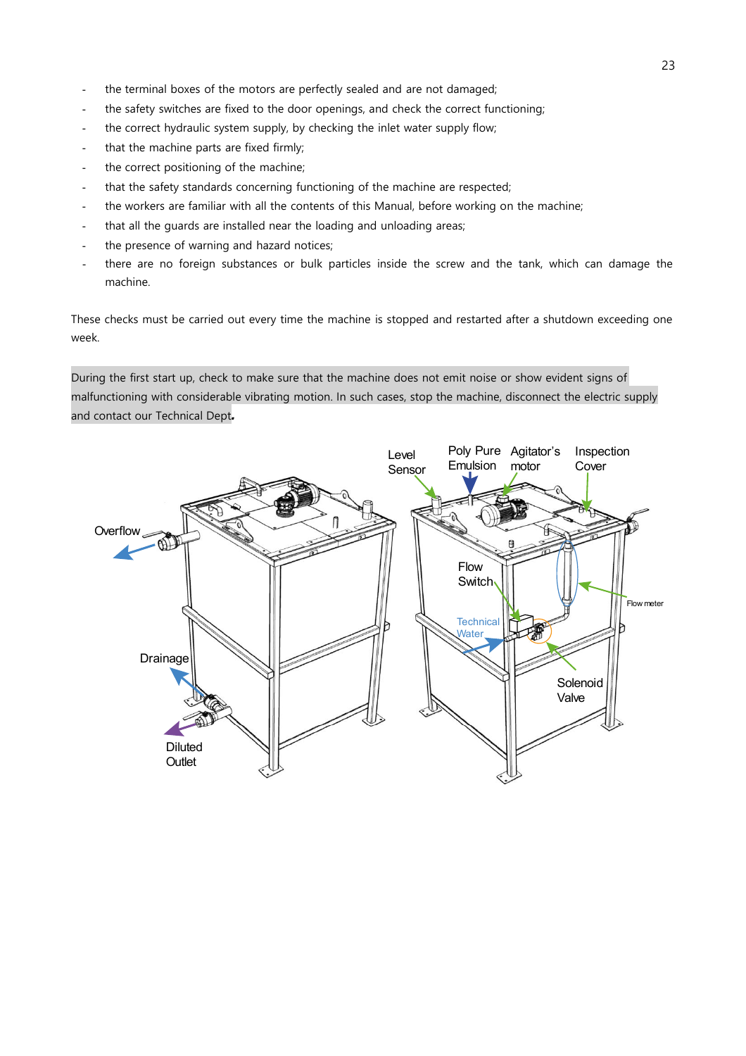- the terminal boxes of the motors are perfectly sealed and are not damaged;
- the safety switches are fixed to the door openings, and check the correct functioning;
- the correct hydraulic system supply, by checking the inlet water supply flow;
- that the machine parts are fixed firmly;
- the correct positioning of the machine;
- that the safety standards concerning functioning of the machine are respected;
- the workers are familiar with all the contents of this Manual, before working on the machine;
- that all the guards are installed near the loading and unloading areas;
- the presence of warning and hazard notices;
- there are no foreign substances or bulk particles inside the screw and the tank, which can damage the machine.

These checks must be carried out every time the machine is stopped and restarted after a shutdown exceeding one week.

During the first start up, check to make sure that the machine does not emit noise or show evident signs of malfunctioning with considerable vibrating motion. In such cases, stop the machine, disconnect the electric supply and contact our Technical Dept**.**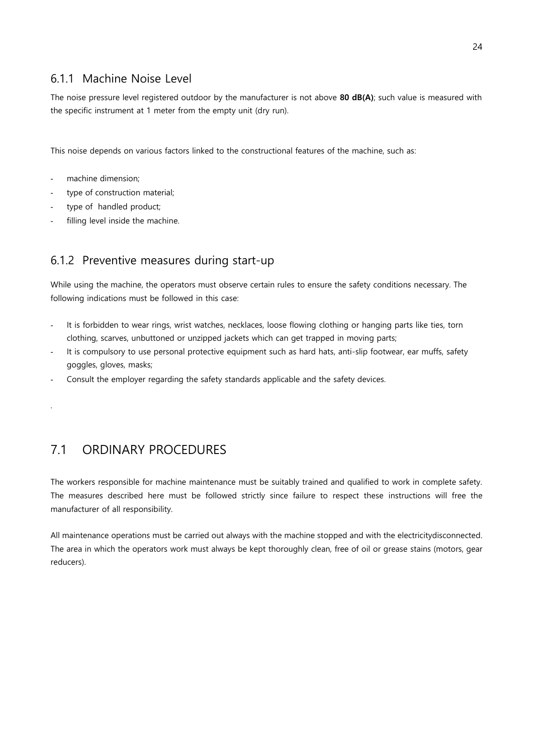### 6.1.1 Machine Noise Level

The noise pressure level registered outdoor by the manufacturer is not above **80 dB(A)**; such value is measured with the specific instrument at 1 meter from the empty unit (dry run).

This noise depends on various factors linked to the constructional features of the machine, such as:

- machine dimension;
- type of construction material;
- type of handled product;
- filling level inside the machine.

### 6.1.2 Preventive measures during start-up

While using the machine, the operators must observe certain rules to ensure the safety conditions necessary. The following indications must be followed in this case:

- It is forbidden to wear rings, wrist watches, necklaces, loose flowing clothing or hanging parts like ties, torn clothing, scarves, unbuttoned or unzipped jackets which can get trapped in moving parts;
- It is compulsory to use personal protective equipment such as hard hats, anti-slip footwear, ear muffs, safety goggles, gloves, masks;
- Consult the employer regarding the safety standards applicable and the safety devices.

.

## 7.1 ORDINARY PROCEDURES

The workers responsible for machine maintenance must be suitably trained and qualified to work in complete safety. The measures described here must be followed strictly since failure to respect these instructions will free the manufacturer of all responsibility.

All maintenance operations must be carried out always with the machine stopped and with the electricitydisconnected. The area in which the operators work must always be kept thoroughly clean, free of oil or grease stains (motors, gear reducers).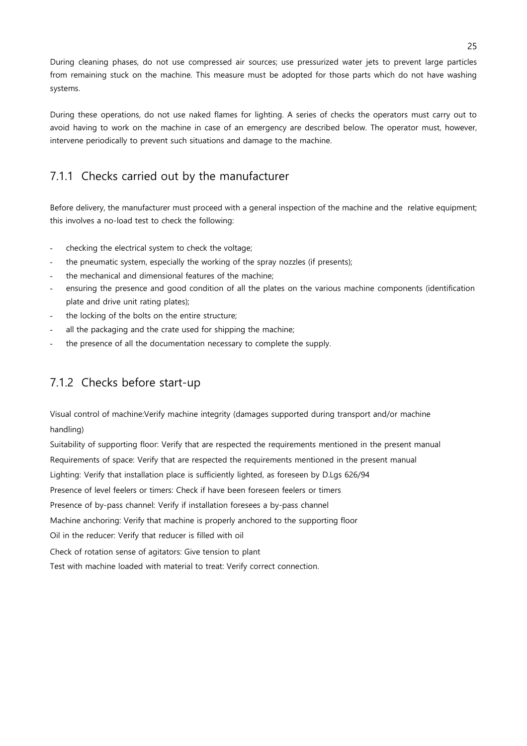During cleaning phases, do not use compressed air sources; use pressurized water jets to prevent large particles from remaining stuck on the machine. This measure must be adopted for those parts which do not have washing systems.

During these operations, do not use naked flames for lighting. A series of checks the operators must carry out to avoid having to work on the machine in case of an emergency are described below. The operator must, however, intervene periodically to prevent such situations and damage to the machine.

### 7.1.1 Checks carried out by the manufacturer

Before delivery, the manufacturer must proceed with a general inspection of the machine and the relative equipment; this involves a no-load test to check the following:

- checking the electrical system to check the voltage;
- the pneumatic system, especially the working of the spray nozzles (if presents);
- the mechanical and dimensional features of the machine;
- ensuring the presence and good condition of all the plates on the various machine components (identification plate and drive unit rating plates);
- the locking of the bolts on the entire structure;
- all the packaging and the crate used for shipping the machine;
- the presence of all the documentation necessary to complete the supply.

### 7.1.2 Checks before start-up

Visual control of machine:Verify machine integrity (damages supported during transport and/or machine handling)

Suitability of supporting floor: Verify that are respected the requirements mentioned in the present manual

Requirements of space: Verify that are respected the requirements mentioned in the present manual

Lighting: Verify that installation place is sufficiently lighted, as foreseen by D.Lgs 626/94

Presence of level feelers or timers: Check if have been foreseen feelers or timers

Presence of by-pass channel: Verify if installation foresees a by-pass channel

Machine anchoring: Verify that machine is properly anchored to the supporting floor

Oil in the reducer: Verify that reducer is filled with oil

Check of rotation sense of agitators: Give tension to plant

Test with machine loaded with material to treat: Verify correct connection.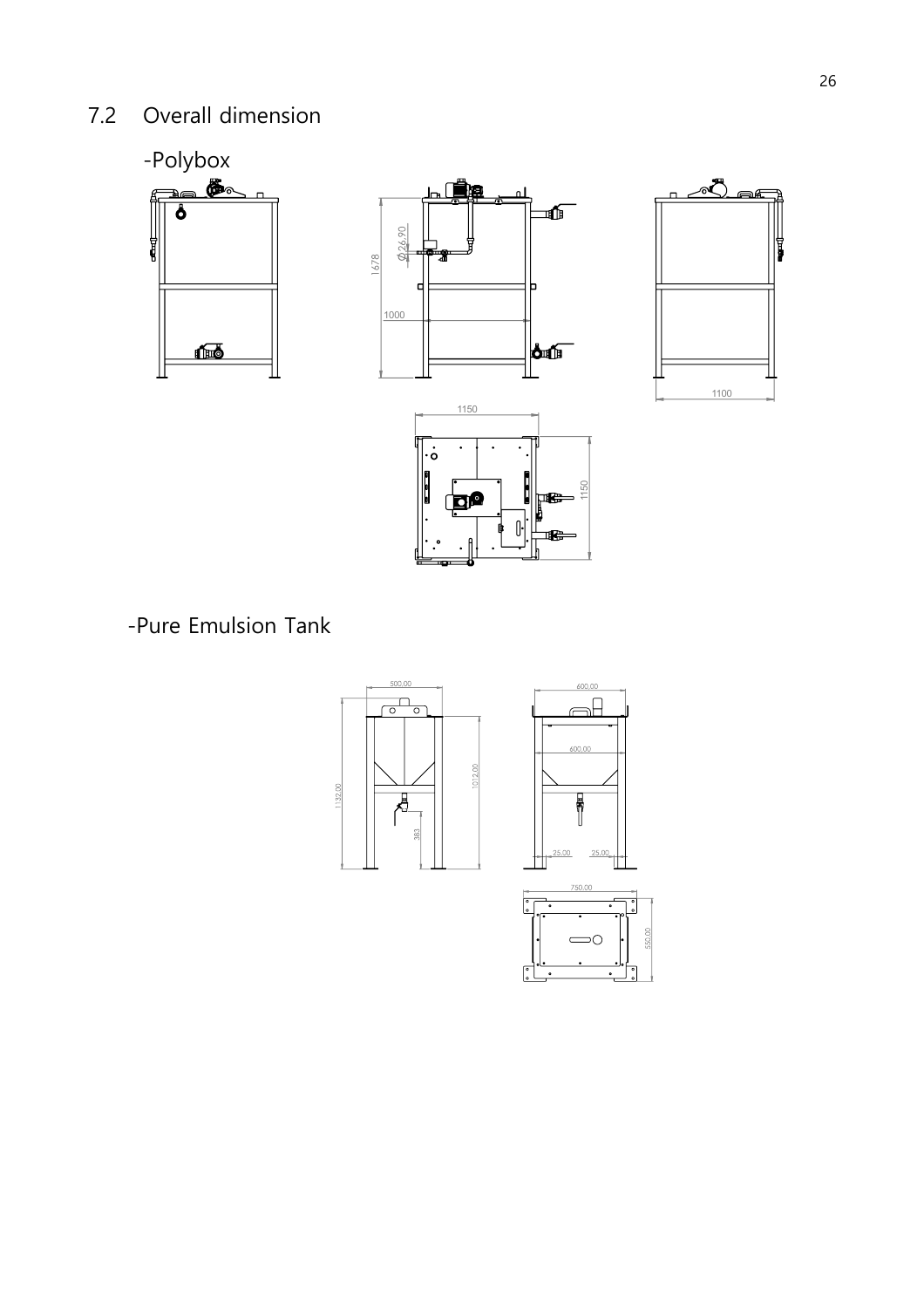## 7.2 Overall dimension

-Polybox

-Pure Emulsion Tank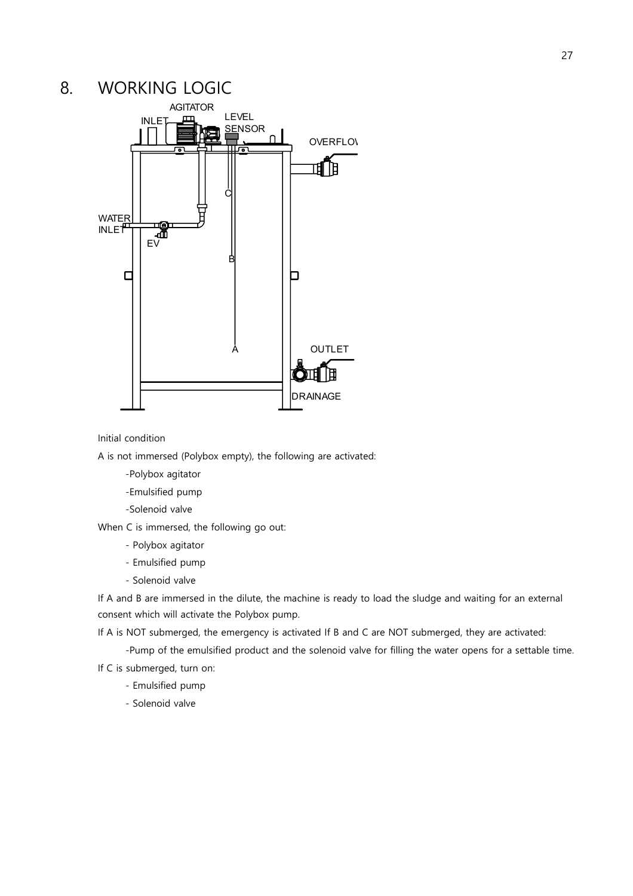# 8. WORKING LOGIC

Initial condition

A is not immersed (Polybox empty), the following are activated:

- -Polybox agitator
- -Emulsified pump
- -Solenoid valve

When C is immersed, the following go out:

- Polybox agitator
- Emulsified pump
- Solenoid valve

If A and B are immersed in the dilute, the machine is ready to load the sludge and waiting for an external consent which will activate the Polybox pump.

If A is NOT submerged, the emergency is activated If B and C are NOT submerged, they are activated:

- -Pump of the emulsified product and the solenoid valve for filling the water opens for a settable time.

If C is submerged, turn on:

- Emulsified pump
- Solenoid valve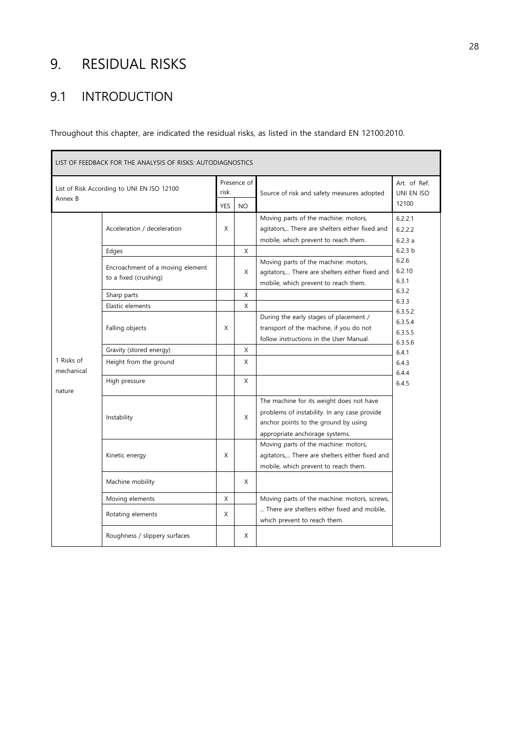# 9. RESIDUAL RISKS

## 9.1 INTRODUCTION

Throughout this chapter, are indicated the residual risks, as listed in the standard EN 12100:2010.

| LIST OF FEEDBACK FOR THE ANALYSIS OF RISKS: AUTODIAGNOSTICS | | | | | |
|---|---|---|---|---|---|
| List of Risk According to UNI EN ISO 12100 Annex B | | Presence of risk | | Source of risk and safety measures adopted | Art. of Ref. UNI EN ISO 12100 |
| | | YES | NO | | |
| 1 Risks of mechanical nature | Acceleration / deceleration | X | | Moving parts of the machine: motors, agitators,.. There are shelters either fixed and mobile, which prevent to reach them. | 6.2.2.1<br>6.2.2.2<br>6.2.3 a<br>6.2.3 b<br>6.2.6<br>6.2.10<br>6.3.1<br>6.3.2<br>6.3.3<br>6.3.5.2<br>6.3.5.4<br>6.3.5.5<br>6.3.5.6<br>6.4.1<br>6.4.3<br>6.4.4<br>6.4.5 |
| | Edges | | X | | |
| | Encroachment of a moving element to a fixed (crushing) | | X | Moving parts of the machine: motors, agitators,... There are shelters either fixed and mobile, which prevent to reach them. | |
| | Sharp parts | | X | | |
| | Elastic elements | | X | | |
| | Falling objects | X | | During the early stages of placement / transport of the machine, if you do not follow instructions in the User Manual. | |
| | Gravity (stored energy) | | X | | |
| | Height from the ground | | X | | |
| | High pressure | | X | | |
| | Instability | | X | The machine for its weight does not have problems of instability. In any case provide anchor points to the ground by using appropriate anchorage systems. | |
| | Kinetic energy | X | | Moving parts of the machine: motors, agitators,... There are shelters either fixed and mobile, which prevent to reach them. | |
| | Machine mobility | | X | | |
| | Moving elements | X | | Moving parts of the machine: motors, screws, ... There are shelters either fixed and mobile, which prevent to reach them. | |
| | Rotating elements | X | | | |
| | Roughness / slippery surfaces | | X | | |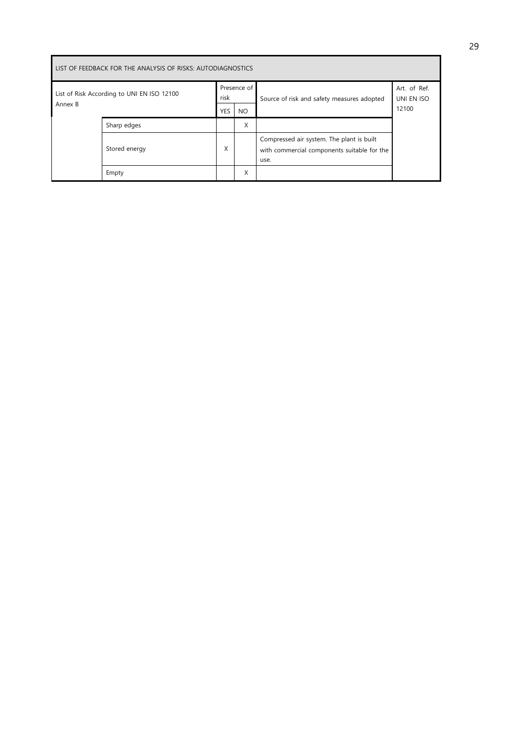| LIST OF FEEDBACK FOR THE ANALYSIS OF RISKS: AUTODIAGNOSTICS | | | | | |
|---|---|---|---|---|---|
| List of Risk According to UNI EN ISO 12100 Annex B | | Presence of risk | | Source of risk and safety measures adopted | Art. of Ref. UNI EN ISO 12100 |
| | | YES | NO | | |
| | Sharp edges | | X | | |
| | Stored energy | X | | Compressed air system. The plant is built with commercial components suitable for the use. | |
| | Empty | | X | | |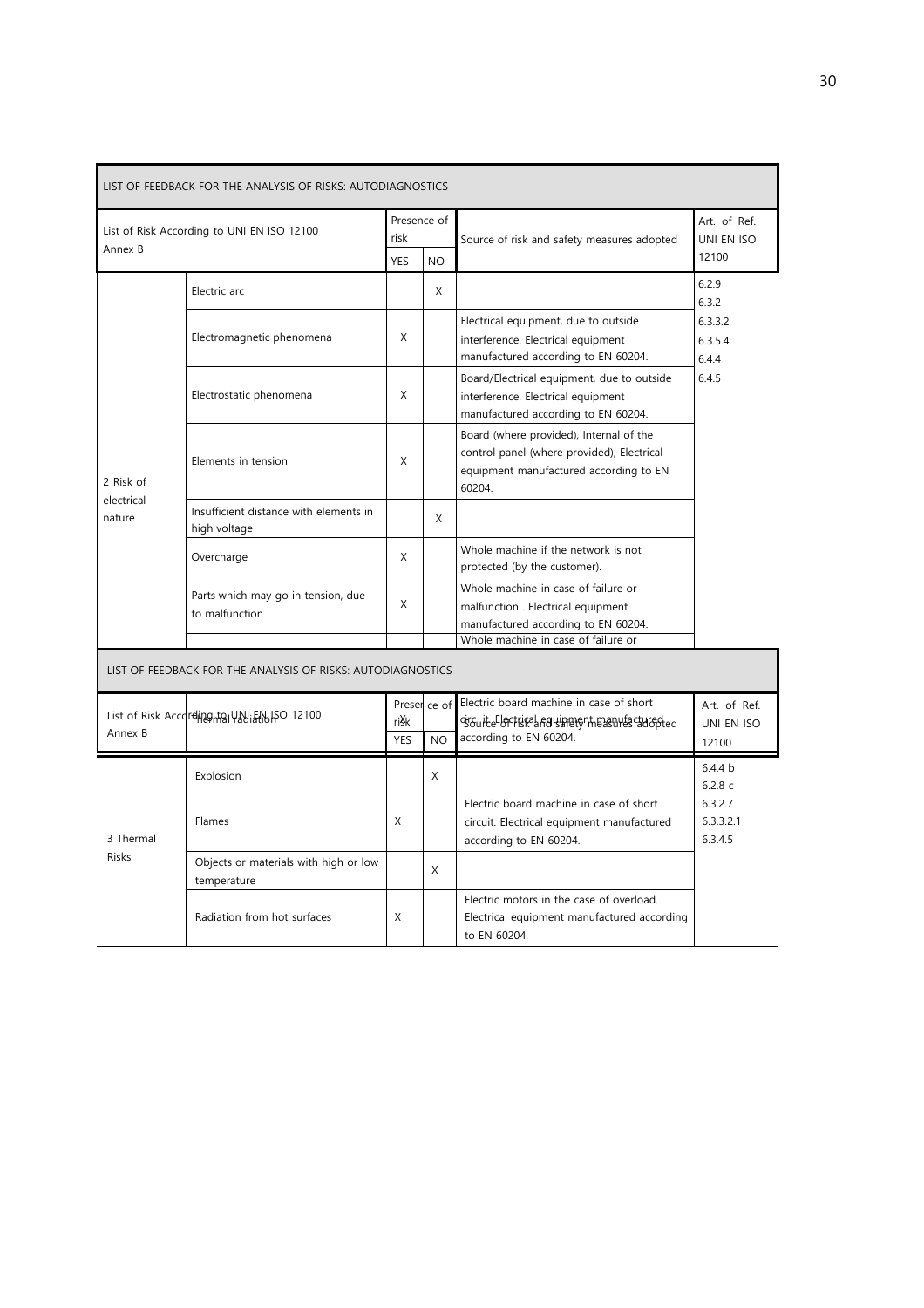| LIST OF FEEDBACK FOR THE ANALYSIS OF RISKS: AUTODIAGNOSTICS | | | | | |
|---|---|---|---|---|---|
| List of Risk According to UNI EN ISO 12100 Annex B | | Presence of risk | | Source of risk and safety measures adopted | Art. of Ref. UNI EN ISO 12100 |
| | | YES | NO | | |
| 2 Risk of electrical nature | Electric arc | | X | | 6.2.9<br>6.3.2<br>6.3.3.2<br>6.3.5.4<br>6.4.4<br>6.4.5 |
| | Electromagnetic phenomena | X | | Electrical equipment, due to outside interference. Electrical equipment manufactured according to EN 60204. | |
| | Electrostatic phenomena | X | | Board/Electrical equipment, due to outside interference. Electrical equipment manufactured according to EN 60204. | |
| | Elements in tension | X | | Board (where provided), Internal of the control panel (where provided), Electrical equipment manufactured according to EN 60204. | |
| | Insufficient distance with elements in high voltage | | X | | |
| | Overcharge | X | | Whole machine if the network is not protected (by the customer). | |
| | Parts which may go in tension, due to malfunction | X | | Whole machine in case of failure or malfunction . Electrical equipment manufactured according to EN 60204. | |
| | | | | Whole machine in case of failure or | |

| LIST OF FEEDBACK FOR THE ANALYSIS OF RISKS: AUTODIAGNOSTICS | | | | | |
|---|---|---|---|---|---|
| List of Risk According to UNI EN ISO 12100 Annex B | Thermal radiation | Presence of risk | X | Source of risk and safety measures adopted<br>Electric board machine in case of short circuit. Electrical equipment manufactured according to EN 60204. | Art. of Ref. UNI EN ISO 12100 |
| | | YES | NO | | |
| 3 Thermal Risks | Explosion | | X | | 6.4.4 b<br>6.2.8 c<br>6.3.2.7<br>6.3.3.2.1<br>6.3.4.5 |
| | Flames | X | | Electric board machine in case of short circuit. Electrical equipment manufactured according to EN 60204. | |
| | Objects or materials with high or low temperature | | X | | |
| | Radiation from hot surfaces | X | | Electric motors in the case of overload. Electrical equipment manufactured according to EN 60204. | |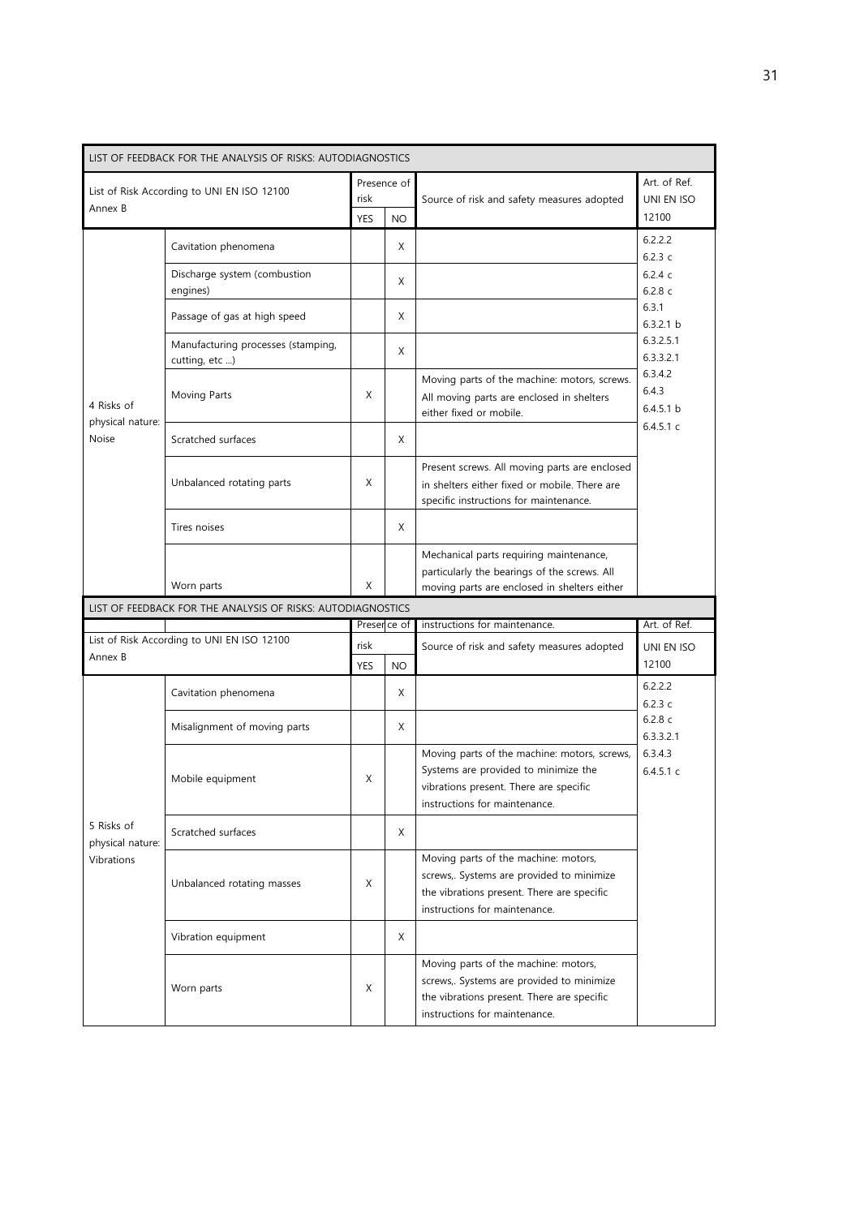| LIST OF FEEDBACK FOR THE ANALYSIS OF RISKS: AUTODIAGNOSTICS | | | | | |
|---|---|---|---|---|---|
| List of Risk According to UNI EN ISO 12100 Annex B | | Presence of risk | | Source of risk and safety measures adopted | Art. of Ref. UNI EN ISO 12100 |
| | | YES | NO | | |
| 4 Risks of physical nature: Noise | Cavitation phenomena | | X | | 6.2.2.2 6.2.3 c 6.2.4 c 6.2.8 c 6.3.1 6.3.2.1 b 6.3.2.5.1 6.3.3.2.1 6.3.4.2 6.4.3 6.4.5.1 b 6.4.5.1 c |
| | Discharge system (combustion engines) | | X | | |
| | Passage of gas at high speed | | X | | |
| | Manufacturing processes (stamping, cutting, etc ...) | | X | | |
| | Moving Parts | X | | Moving parts of the machine: motors, screws. All moving parts are enclosed in shelters either fixed or mobile. | |
| | Scratched surfaces | | X | | |
| | Unbalanced rotating parts | X | | Present screws. All moving parts are enclosed in shelters either fixed or mobile. There are specific instructions for maintenance. | |
| | Tires noises | | X | | |
| | Worn parts | X | | Mechanical parts requiring maintenance, particularly the bearings of the screws. All moving parts are enclosed in shelters either instructions for maintenance. | |

| LIST OF FEEDBACK FOR THE ANALYSIS OF RISKS: AUTODIAGNOSTICS | | | | | |
|---|---|---|---|---|---|
| List of Risk According to UNI EN ISO 12100 Annex B | | Presence of risk | | Source of risk and safety measures adopted | Art. of Ref. UNI EN ISO 12100 |
| | | YES | NO | | |
| 5 Risks of physical nature: Vibrations | Cavitation phenomena | | X | | 6.2.2.2 6.2.3 c 6.2.8 c 6.3.3.2.1 6.3.4.3 6.4.5.1 c |
| | Misalignment of moving parts | | X | | |
| | Mobile equipment | X | | Moving parts of the machine: motors, screws, Systems are provided to minimize the vibrations present. There are specific instructions for maintenance. | |
| | Scratched surfaces | | X | | |
| | Unbalanced rotating masses | X | | Moving parts of the machine: motors, screws,. Systems are provided to minimize the vibrations present. There are specific instructions for maintenance. | |
| | Vibration equipment | | X | | |
| | Worn parts | X | | Moving parts of the machine: motors, screws,. Systems are provided to minimize the vibrations present. There are specific instructions for maintenance. | |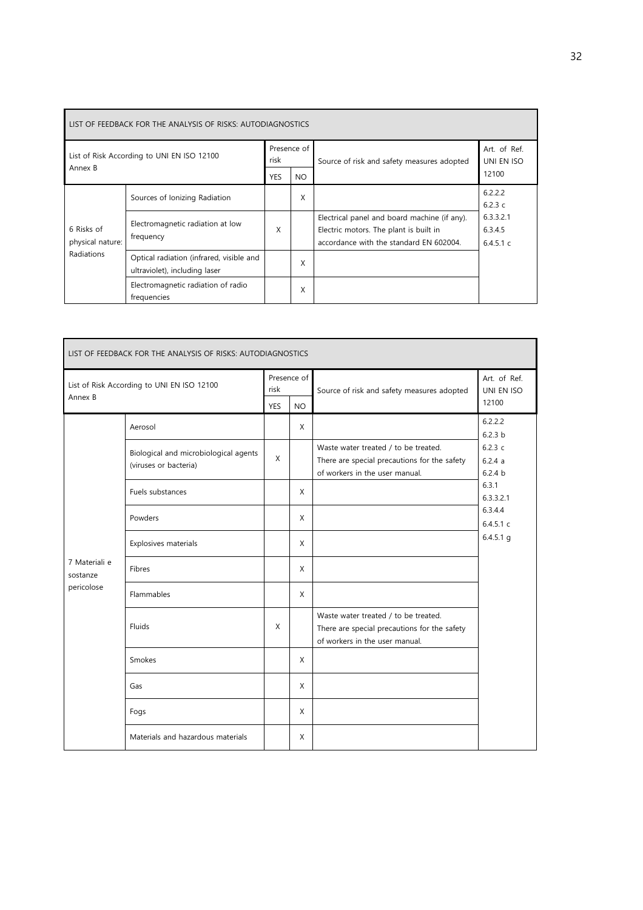| LIST OF FEEDBACK FOR THE ANALYSIS OF RISKS: AUTODIAGNOSTICS | | | | | |
|---|---|---|---|---|---|
| List of Risk According to UNI EN ISO 12100 Annex B | | Presence of risk | | Source of risk and safety measures adopted | Art. of Ref. UNI EN ISO 12100 |
| | | YES | NO | | |
| 6 Risks of physical nature: Radiations | Sources of Ionizing Radiation | | X | | 6.2.2.2<br>6.2.3 c<br>6.3.3.2.1<br>6.3.4.5<br>6.4.5.1 c |
| | Electromagnetic radiation at low frequency | X | | Electrical panel and board machine (if any). Electric motors. The plant is built in accordance with the standard EN 602004. | |
| | Optical radiation (infrared, visible and ultraviolet), including laser | | X | | |
| | Electromagnetic radiation of radio frequencies | | X | | |

| LIST OF FEEDBACK FOR THE ANALYSIS OF RISKS: AUTODIAGNOSTICS | | | | | |
|---|---|---|---|---|---|
| List of Risk According to UNI EN ISO 12100 Annex B | | Presence of risk | | Source of risk and safety measures adopted | Art. of Ref. UNI EN ISO 12100 |
| | | YES | NO | | |
| 7 Materiali e sostanze pericolose | Aerosol | | X | | 6.2.2.2<br>6.2.3 b<br>6.2.3 c<br>6.2.4 a<br>6.2.4 b<br>6.3.1<br>6.3.3.2.1<br>6.3.4.4<br>6.4.5.1 c<br>6.4.5.1 g |
| | Biological and microbiological agents (viruses or bacteria) | X | | Waste water treated / to be treated. There are special precautions for the safety of workers in the user manual. | |
| | Fuels substances | | X | | |
| | Powders | | X | | |
| | Explosives materials | | X | | |
| | Fibres | | X | | |
| | Flammables | | X | | |
| | Fluids | X | | Waste water treated / to be treated. There are special precautions for the safety of workers in the user manual. | |
| | Smokes | | X | | |
| | Gas | | X | | |
| | Fogs | | X | | |
| | Materials and hazardous materials | | X | | |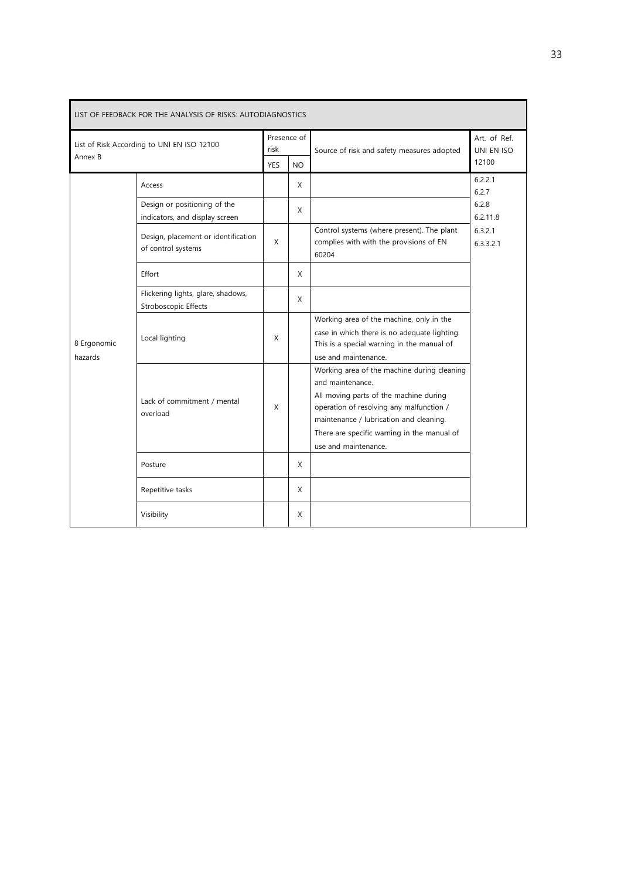| LIST OF FEEDBACK FOR THE ANALYSIS OF RISKS: AUTODIAGNOSTICS | | | | | |
|---|---|---|---|---|---|
| List of Risk According to UNI EN ISO 12100 Annex B | | Presence of risk | | Source of risk and safety measures adopted | Art. of Ref. UNI EN ISO 12100 |
| | | YES | NO | | |
| 8 Ergonomic hazards | Access | | X | | 6.2.2.1 6.2.7 6.2.8 6.2.11.8 6.3.2.1 6.3.3.2.1 |
| | Design or positioning of the indicators, and display screen | | X | | |
| | Design, placement or identification of control systems | X | | Control systems (where present). The plant complies with with the provisions of EN 60204 | |
| | Effort | | X | | |
| | Flickering lights, glare, shadows, Stroboscopic Effects | | X | | |
| | Local lighting | X | | Working area of the machine, only in the case in which there is no adequate lighting. This is a special warning in the manual of use and maintenance. | |
| | Lack of commitment / mental overload | X | | Working area of the machine during cleaning and maintenance. All moving parts of the machine during operation of resolving any malfunction / maintenance / lubrication and cleaning. There are specific warning in the manual of use and maintenance. | |
| | Posture | | X | | |
| | Repetitive tasks | | X | | |
| | Visibility | | X | | |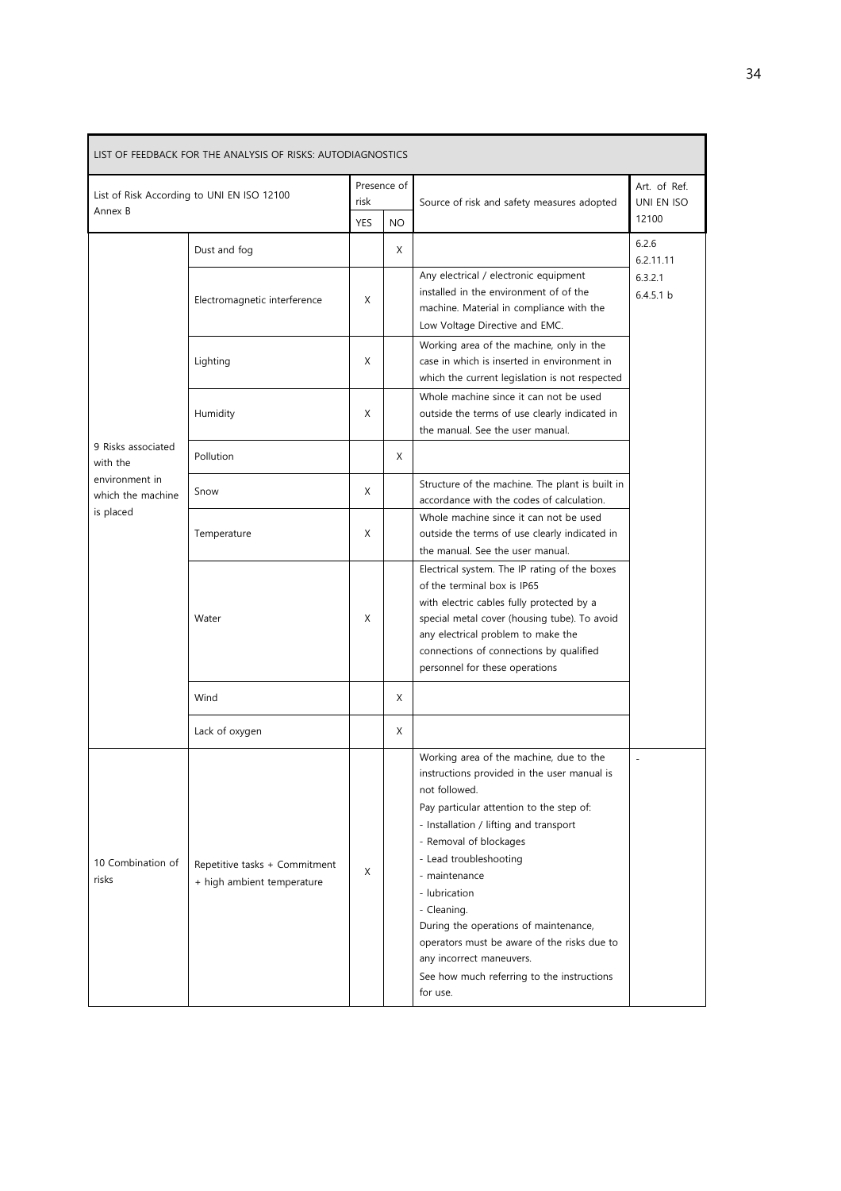| LIST OF FEEDBACK FOR THE ANALYSIS OF RISKS: AUTODIAGNOSTICS | | | | | |
|---|---|---|---|---|---|
| List of Risk According to UNI EN ISO 12100 Annex B | | Presence of risk | | Source of risk and safety measures adopted | Art. of Ref. UNI EN ISO 12100 |
| | | YES | NO | | |
| 9 Risks associated with the environment in which the machine is placed | Dust and fog | | X | | 6.2.6 6.2.11.11 6.3.2.1 6.4.5.1 b |
| | Electromagnetic interference | X | | Any electrical / electronic equipment installed in the environment of of the machine. Material in compliance with the Low Voltage Directive and EMC. | |
| | Lighting | X | | Working area of the machine, only in the case in which is inserted in environment in which the current legislation is not respected | |
| | Humidity | X | | Whole machine since it can not be used outside the terms of use clearly indicated in the manual. See the user manual. | |
| | Pollution | | X | | |
| | Snow | X | | Structure of the machine. The plant is built in accordance with the codes of calculation. | |
| | Temperature | X | | Whole machine since it can not be used outside the terms of use clearly indicated in the manual. See the user manual. | |
| | Water | X | | Electrical system. The IP rating of the boxes of the terminal box is IP65 with electric cables fully protected by a special metal cover (housing tube). To avoid any electrical problem to make the connections of connections by qualified personnel for these operations | |
| | Wind | | X | | |
| | Lack of oxygen | | X | | |
| 10 Combination of risks | Repetitive tasks + Commitment + high ambient temperature | X | | Working area of the machine, due to the instructions provided in the user manual is not followed.<br>Pay particular attention to the step of:<br>- Installation / lifting and transport<br>- Removal of blockages<br>- Lead troubleshooting<br>- maintenance<br>- lubrication<br>- Cleaning.<br>During the operations of maintenance, operators must be aware of the risks due to any incorrect maneuvers.<br>See how much referring to the instructions for use. | - |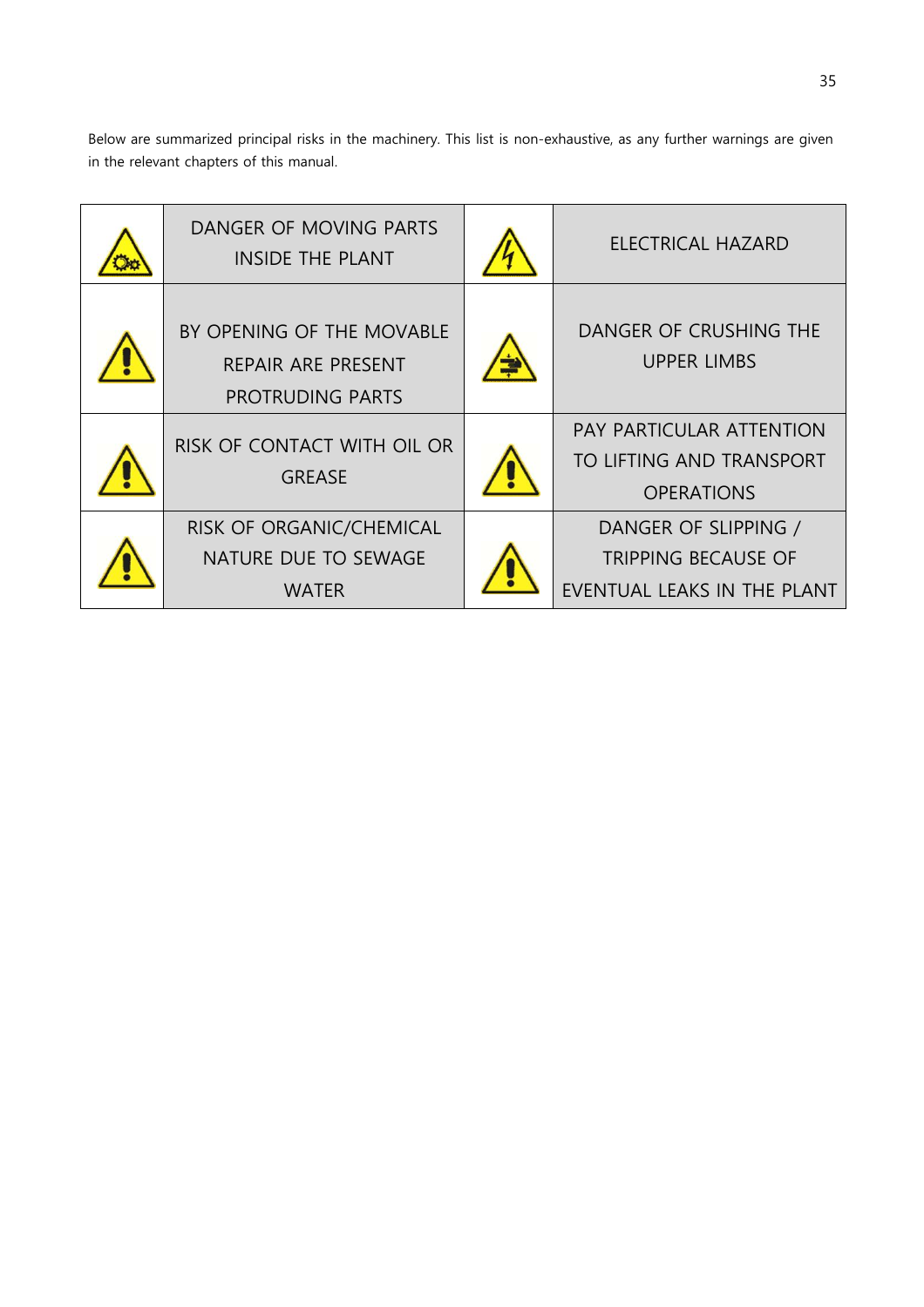Below are summarized principal risks in the machinery. This list is non-exhaustive, as any further warnings are given in the relevant chapters of this manual.

| | | | |
|---|---|---|---|
| | DANGER OF MOVING PARTS INSIDE THE PLANT | | ELECTRICAL HAZARD |
| | BY OPENING OF THE MOVABLE REPAIR ARE PRESENT PROTRUDING PARTS | | DANGER OF CRUSHING THE UPPER LIMBS |
| | RISK OF CONTACT WITH OIL OR GREASE | | PAY PARTICULAR ATTENTION TO LIFTING AND TRANSPORT OPERATIONS |
| | RISK OF ORGANIC/CHEMICAL NATURE DUE TO SEWAGE WATER | | DANGER OF SLIPPING / TRIPPING BECAUSE OF EVENTUAL LEAKS IN THE PLANT |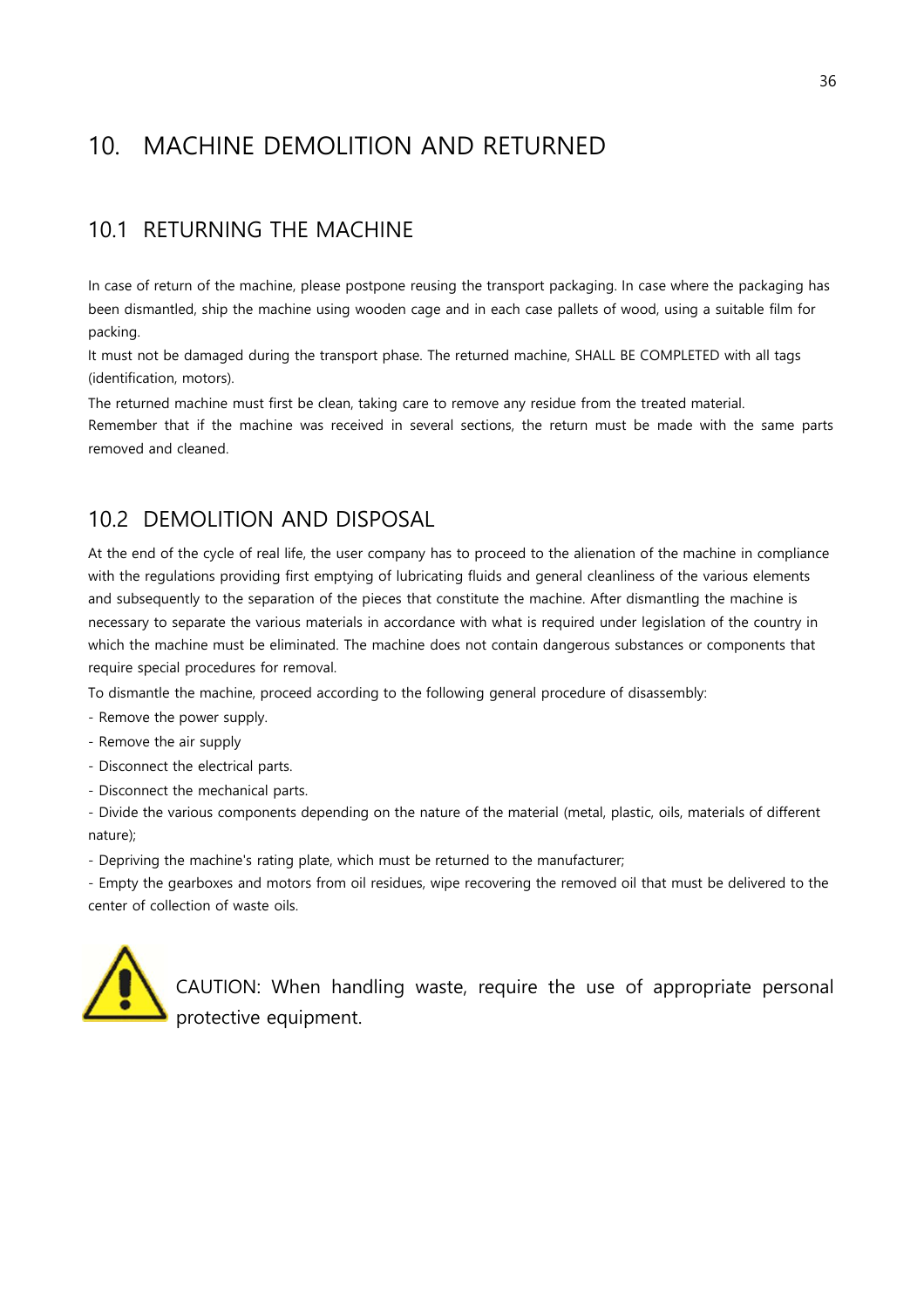# 10. MACHINE DEMOLITION AND RETURNED

## 10.1 RETURNING THE MACHINE

In case of return of the machine, please postpone reusing the transport packaging. In case where the packaging has been dismantled, ship the machine using wooden cage and in each case pallets of wood, using a suitable film for packing.

It must not be damaged during the transport phase. The returned machine, SHALL BE COMPLETED with all tags (identification, motors).

The returned machine must first be clean, taking care to remove any residue from the treated material.

Remember that if the machine was received in several sections, the return must be made with the same parts removed and cleaned.

## 10.2 DEMOLITION AND DISPOSAL

At the end of the cycle of real life, the user company has to proceed to the alienation of the machine in compliance with the regulations providing first emptying of lubricating fluids and general cleanliness of the various elements and subsequently to the separation of the pieces that constitute the machine. After dismantling the machine is necessary to separate the various materials in accordance with what is required under legislation of the country in which the machine must be eliminated. The machine does not contain dangerous substances or components that require special procedures for removal.

To dismantle the machine, proceed according to the following general procedure of disassembly:

- Remove the power supply.
- Remove the air supply
- Disconnect the electrical parts.
- Disconnect the mechanical parts.
- Divide the various components depending on the nature of the material (metal, plastic, oils, materials of different nature);
- Depriving the machine's rating plate, which must be returned to the manufacturer;
- Empty the gearboxes and motors from oil residues, wipe recovering the removed oil that must be delivered to the center of collection of waste oils.

CAUTION: When handling waste, require the use of appropriate personal protective equipment.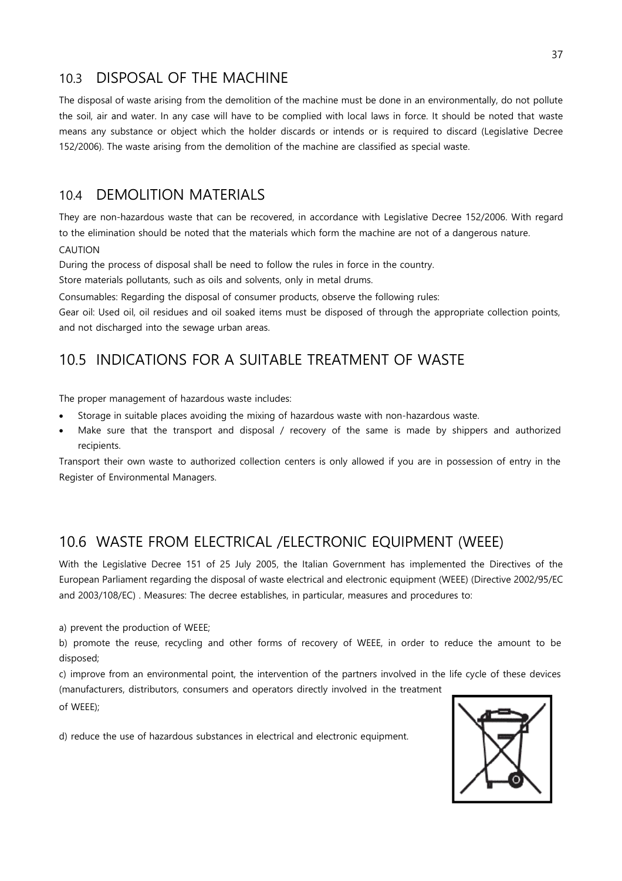## 10.3 DISPOSAL OF THE MACHINE

The disposal of waste arising from the demolition of the machine must be done in an environmentally, do not pollute the soil, air and water. In any case will have to be complied with local laws in force. It should be noted that waste means any substance or object which the holder discards or intends or is required to discard (Legislative Decree 152/2006). The waste arising from the demolition of the machine are classified as special waste.

## 10.4 DEMOLITION MATERIALS

They are non-hazardous waste that can be recovered, in accordance with Legislative Decree 152/2006. With regard to the elimination should be noted that the materials which form the machine are not of a dangerous nature.

CAUTION

During the process of disposal shall be need to follow the rules in force in the country.

Store materials pollutants, such as oils and solvents, only in metal drums.

Consumables: Regarding the disposal of consumer products, observe the following rules:

Gear oil: Used oil, oil residues and oil soaked items must be disposed of through the appropriate collection points, and not discharged into the sewage urban areas.

## 10.5 INDICATIONS FOR A SUITABLE TREATMENT OF WASTE

The proper management of hazardous waste includes:

- Storage in suitable places avoiding the mixing of hazardous waste with non-hazardous waste.
- Make sure that the transport and disposal / recovery of the same is made by shippers and authorized recipients.

Transport their own waste to authorized collection centers is only allowed if you are in possession of entry in the Register of Environmental Managers.

## 10.6 WASTE FROM ELECTRICAL /ELECTRONIC EQUIPMENT (WEEE)

With the Legislative Decree 151 of 25 July 2005, the Italian Government has implemented the Directives of the European Parliament regarding the disposal of waste electrical and electronic equipment (WEEE) (Directive 2002/95/EC and 2003/108/EC) . Measures: The decree establishes, in particular, measures and procedures to:

a) prevent the production of WEEE;

b) promote the reuse, recycling and other forms of recovery of WEEE, in order to reduce the amount to be disposed;

c) improve from an environmental point, the intervention of the partners involved in the life cycle of these devices (manufacturers, distributors, consumers and operators directly involved in the treatment of WEEE);

d) reduce the use of hazardous substances in electrical and electronic equipment.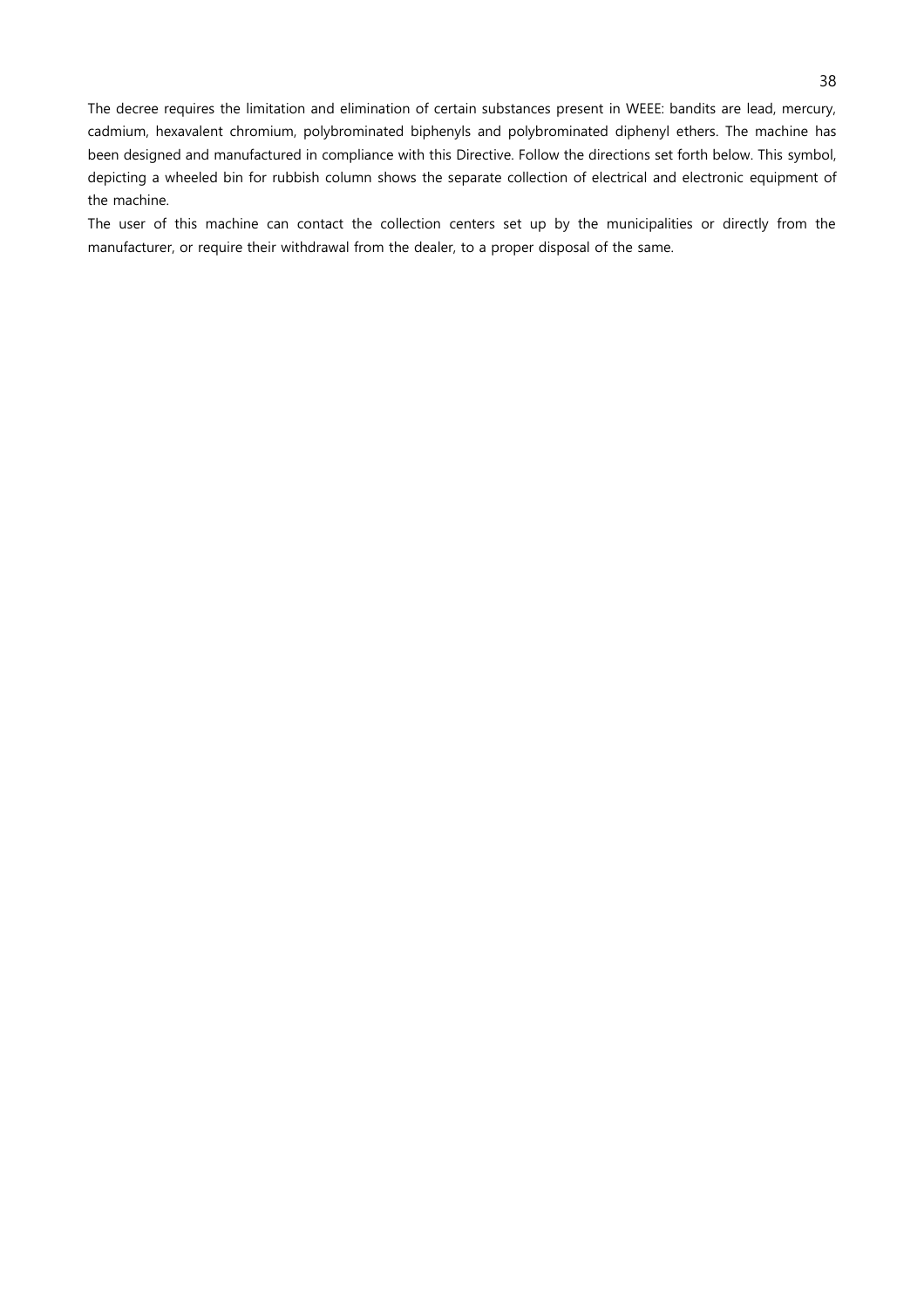The decree requires the limitation and elimination of certain substances present in WEEE: bandits are lead, mercury, cadmium, hexavalent chromium, polybrominated biphenyls and polybrominated diphenyl ethers. The machine has been designed and manufactured in compliance with this Directive. Follow the directions set forth below. This symbol, depicting a wheeled bin for rubbish column shows the separate collection of electrical and electronic equipment of the machine.

The user of this machine can contact the collection centers set up by the municipalities or directly from the manufacturer, or require their withdrawal from the dealer, to a proper disposal of the same.